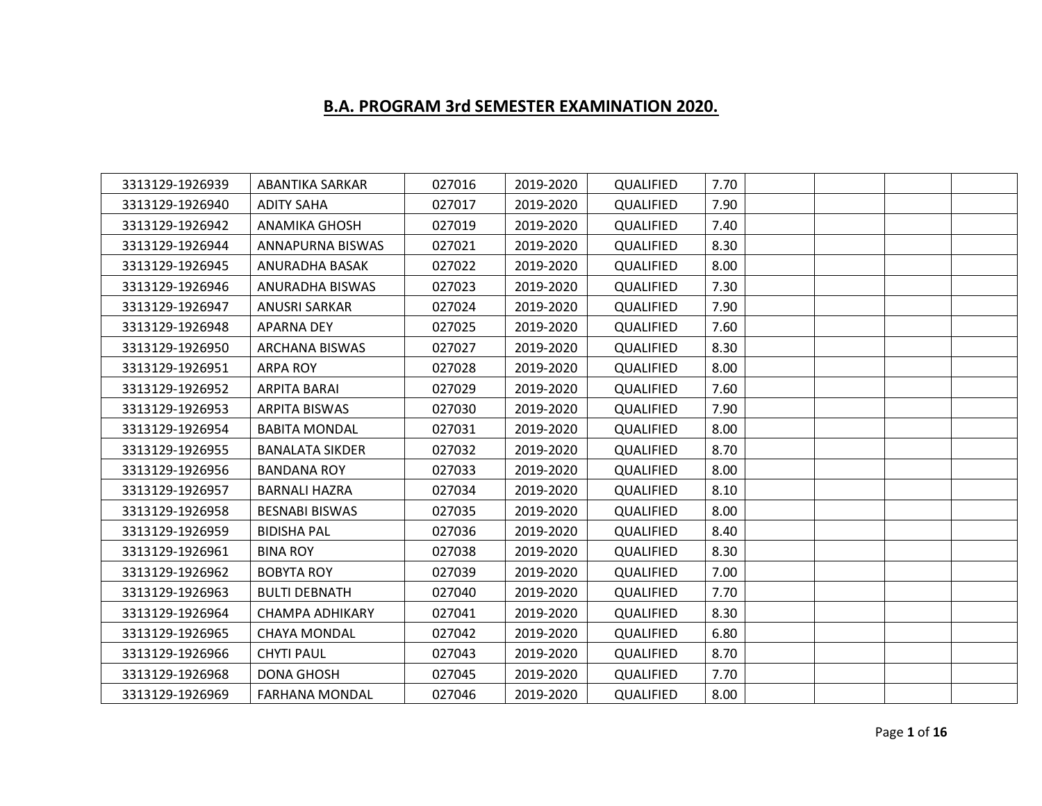## B.A. PROGRAM 3rd SEMESTER EXAMINATION 2020.

| | | | | | | | | | |
|---|---|---|---|---|---|---|---|---|---|
| 3313129-1926939 | ABANTIKA SARKAR | 027016 | 2019-2020 | QUALIFIED | 7.70 | | | | |
| 3313129-1926940 | ADITY SAHA | 027017 | 2019-2020 | QUALIFIED | 7.90 | | | | |
| 3313129-1926942 | ANAMIKA GHOSH | 027019 | 2019-2020 | QUALIFIED | 7.40 | | | | |
| 3313129-1926944 | ANNAPURNA BISWAS | 027021 | 2019-2020 | QUALIFIED | 8.30 | | | | |
| 3313129-1926945 | ANURADHA BASAK | 027022 | 2019-2020 | QUALIFIED | 8.00 | | | | |
| 3313129-1926946 | ANURADHA BISWAS | 027023 | 2019-2020 | QUALIFIED | 7.30 | | | | |
| 3313129-1926947 | ANUSRI SARKAR | 027024 | 2019-2020 | QUALIFIED | 7.90 | | | | |
| 3313129-1926948 | APARNA DEY | 027025 | 2019-2020 | QUALIFIED | 7.60 | | | | |
| 3313129-1926950 | ARCHANA BISWAS | 027027 | 2019-2020 | QUALIFIED | 8.30 | | | | |
| 3313129-1926951 | ARPA ROY | 027028 | 2019-2020 | QUALIFIED | 8.00 | | | | |
| 3313129-1926952 | ARPITA BARAI | 027029 | 2019-2020 | QUALIFIED | 7.60 | | | | |
| 3313129-1926953 | ARPITA BISWAS | 027030 | 2019-2020 | QUALIFIED | 7.90 | | | | |
| 3313129-1926954 | BABITA MONDAL | 027031 | 2019-2020 | QUALIFIED | 8.00 | | | | |
| 3313129-1926955 | BANALATA SIKDER | 027032 | 2019-2020 | QUALIFIED | 8.70 | | | | |
| 3313129-1926956 | BANDANA ROY | 027033 | 2019-2020 | QUALIFIED | 8.00 | | | | |
| 3313129-1926957 | BARNALI HAZRA | 027034 | 2019-2020 | QUALIFIED | 8.10 | | | | |
| 3313129-1926958 | BESNABI BISWAS | 027035 | 2019-2020 | QUALIFIED | 8.00 | | | | |
| 3313129-1926959 | BIDISHA PAL | 027036 | 2019-2020 | QUALIFIED | 8.40 | | | | |
| 3313129-1926961 | BINA ROY | 027038 | 2019-2020 | QUALIFIED | 8.30 | | | | |
| 3313129-1926962 | BOBYTA ROY | 027039 | 2019-2020 | QUALIFIED | 7.00 | | | | |
| 3313129-1926963 | BULTI DEBNATH | 027040 | 2019-2020 | QUALIFIED | 7.70 | | | | |
| 3313129-1926964 | CHAMPA ADHIKARY | 027041 | 2019-2020 | QUALIFIED | 8.30 | | | | |
| 3313129-1926965 | CHAYA MONDAL | 027042 | 2019-2020 | QUALIFIED | 6.80 | | | | |
| 3313129-1926966 | CHYTI PAUL | 027043 | 2019-2020 | QUALIFIED | 8.70 | | | | |
| 3313129-1926968 | DONA GHOSH | 027045 | 2019-2020 | QUALIFIED | 7.70 | | | | |
| 3313129-1926969 | FARHANA MONDAL | 027046 | 2019-2020 | QUALIFIED | 8.00 | | | | |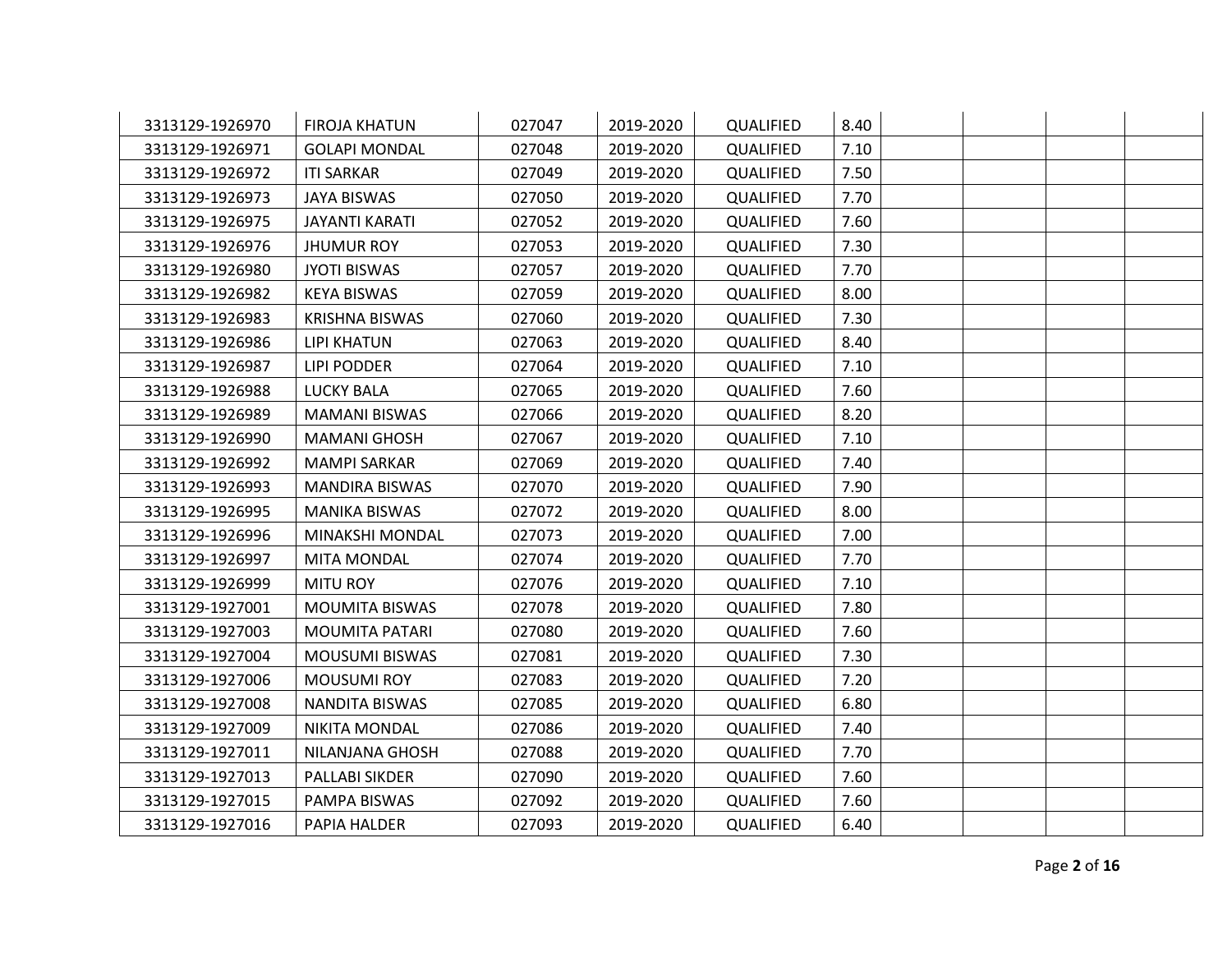| | | | | | | | | | |
|---|---|---|---|---|---|---|---|---|---|
| 3313129-1926970 | FIROJA KHATUN | 027047 | 2019-2020 | QUALIFIED | 8.40 | | | | |
| 3313129-1926971 | GOLAPI MONDAL | 027048 | 2019-2020 | QUALIFIED | 7.10 | | | | |
| 3313129-1926972 | ITI SARKAR | 027049 | 2019-2020 | QUALIFIED | 7.50 | | | | |
| 3313129-1926973 | JAYA BISWAS | 027050 | 2019-2020 | QUALIFIED | 7.70 | | | | |
| 3313129-1926975 | JAYANTI KARATI | 027052 | 2019-2020 | QUALIFIED | 7.60 | | | | |
| 3313129-1926976 | JHUMUR ROY | 027053 | 2019-2020 | QUALIFIED | 7.30 | | | | |
| 3313129-1926980 | JYOTI BISWAS | 027057 | 2019-2020 | QUALIFIED | 7.70 | | | | |
| 3313129-1926982 | KEYA BISWAS | 027059 | 2019-2020 | QUALIFIED | 8.00 | | | | |
| 3313129-1926983 | KRISHNA BISWAS | 027060 | 2019-2020 | QUALIFIED | 7.30 | | | | |
| 3313129-1926986 | LIPI KHATUN | 027063 | 2019-2020 | QUALIFIED | 8.40 | | | | |
| 3313129-1926987 | LIPI PODDER | 027064 | 2019-2020 | QUALIFIED | 7.10 | | | | |
| 3313129-1926988 | LUCKY BALA | 027065 | 2019-2020 | QUALIFIED | 7.60 | | | | |
| 3313129-1926989 | MAMANI BISWAS | 027066 | 2019-2020 | QUALIFIED | 8.20 | | | | |
| 3313129-1926990 | MAMANI GHOSH | 027067 | 2019-2020 | QUALIFIED | 7.10 | | | | |
| 3313129-1926992 | MAMPI SARKAR | 027069 | 2019-2020 | QUALIFIED | 7.40 | | | | |
| 3313129-1926993 | MANDIRA BISWAS | 027070 | 2019-2020 | QUALIFIED | 7.90 | | | | |
| 3313129-1926995 | MANIKA BISWAS | 027072 | 2019-2020 | QUALIFIED | 8.00 | | | | |
| 3313129-1926996 | MINAKSHI MONDAL | 027073 | 2019-2020 | QUALIFIED | 7.00 | | | | |
| 3313129-1926997 | MITA MONDAL | 027074 | 2019-2020 | QUALIFIED | 7.70 | | | | |
| 3313129-1926999 | MITU ROY | 027076 | 2019-2020 | QUALIFIED | 7.10 | | | | |
| 3313129-1927001 | MOUMITA BISWAS | 027078 | 2019-2020 | QUALIFIED | 7.80 | | | | |
| 3313129-1927003 | MOUMITA PATARI | 027080 | 2019-2020 | QUALIFIED | 7.60 | | | | |
| 3313129-1927004 | MOUSUMI BISWAS | 027081 | 2019-2020 | QUALIFIED | 7.30 | | | | |
| 3313129-1927006 | MOUSUMI ROY | 027083 | 2019-2020 | QUALIFIED | 7.20 | | | | |
| 3313129-1927008 | NANDITA BISWAS | 027085 | 2019-2020 | QUALIFIED | 6.80 | | | | |
| 3313129-1927009 | NIKITA MONDAL | 027086 | 2019-2020 | QUALIFIED | 7.40 | | | | |
| 3313129-1927011 | NILANJANA GHOSH | 027088 | 2019-2020 | QUALIFIED | 7.70 | | | | |
| 3313129-1927013 | PALLABI SIKDER | 027090 | 2019-2020 | QUALIFIED | 7.60 | | | | |
| 3313129-1927015 | PAMPA BISWAS | 027092 | 2019-2020 | QUALIFIED | 7.60 | | | | |
| 3313129-1927016 | PAPIA HALDER | 027093 | 2019-2020 | QUALIFIED | 6.40 | | | | |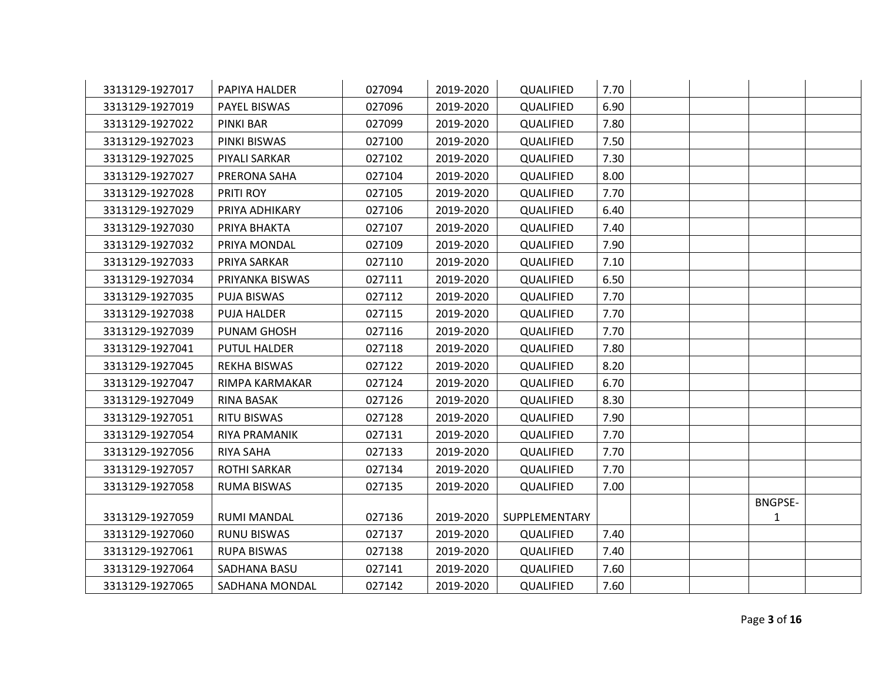| | | | | | | | | | |
|---|---|---|---|---|---|---|---|---|---|
| 3313129-1927017 | PAPIYA HALDER | 027094 | 2019-2020 | QUALIFIED | 7.70 | | | | |
| 3313129-1927019 | PAYEL BISWAS | 027096 | 2019-2020 | QUALIFIED | 6.90 | | | | |
| 3313129-1927022 | PINKI BAR | 027099 | 2019-2020 | QUALIFIED | 7.80 | | | | |
| 3313129-1927023 | PINKI BISWAS | 027100 | 2019-2020 | QUALIFIED | 7.50 | | | | |
| 3313129-1927025 | PIYALI SARKAR | 027102 | 2019-2020 | QUALIFIED | 7.30 | | | | |
| 3313129-1927027 | PRERONA SAHA | 027104 | 2019-2020 | QUALIFIED | 8.00 | | | | |
| 3313129-1927028 | PRITI ROY | 027105 | 2019-2020 | QUALIFIED | 7.70 | | | | |
| 3313129-1927029 | PRIYA ADHIKARY | 027106 | 2019-2020 | QUALIFIED | 6.40 | | | | |
| 3313129-1927030 | PRIYA BHAKTA | 027107 | 2019-2020 | QUALIFIED | 7.40 | | | | |
| 3313129-1927032 | PRIYA MONDAL | 027109 | 2019-2020 | QUALIFIED | 7.90 | | | | |
| 3313129-1927033 | PRIYA SARKAR | 027110 | 2019-2020 | QUALIFIED | 7.10 | | | | |
| 3313129-1927034 | PRIYANKA BISWAS | 027111 | 2019-2020 | QUALIFIED | 6.50 | | | | |
| 3313129-1927035 | PUJA BISWAS | 027112 | 2019-2020 | QUALIFIED | 7.70 | | | | |
| 3313129-1927038 | PUJA HALDER | 027115 | 2019-2020 | QUALIFIED | 7.70 | | | | |
| 3313129-1927039 | PUNAM GHOSH | 027116 | 2019-2020 | QUALIFIED | 7.70 | | | | |
| 3313129-1927041 | PUTUL HALDER | 027118 | 2019-2020 | QUALIFIED | 7.80 | | | | |
| 3313129-1927045 | REKHA BISWAS | 027122 | 2019-2020 | QUALIFIED | 8.20 | | | | |
| 3313129-1927047 | RIMPA KARMAKAR | 027124 | 2019-2020 | QUALIFIED | 6.70 | | | | |
| 3313129-1927049 | RINA BASAK | 027126 | 2019-2020 | QUALIFIED | 8.30 | | | | |
| 3313129-1927051 | RITU BISWAS | 027128 | 2019-2020 | QUALIFIED | 7.90 | | | | |
| 3313129-1927054 | RIYA PRAMANIK | 027131 | 2019-2020 | QUALIFIED | 7.70 | | | | |
| 3313129-1927056 | RIYA SAHA | 027133 | 2019-2020 | QUALIFIED | 7.70 | | | | |
| 3313129-1927057 | ROTHI SARKAR | 027134 | 2019-2020 | QUALIFIED | 7.70 | | | | |
| 3313129-1927058 | RUMA BISWAS | 027135 | 2019-2020 | QUALIFIED | 7.00 | | | | |
| 3313129-1927059 | RUMI MANDAL | 027136 | 2019-2020 | SUPPLEMENTARY | | | | BNGPSE-1 | |
| 3313129-1927060 | RUNU BISWAS | 027137 | 2019-2020 | QUALIFIED | 7.40 | | | | |
| 3313129-1927061 | RUPA BISWAS | 027138 | 2019-2020 | QUALIFIED | 7.40 | | | | |
| 3313129-1927064 | SADHANA BASU | 027141 | 2019-2020 | QUALIFIED | 7.60 | | | | |
| 3313129-1927065 | SADHANA MONDAL | 027142 | 2019-2020 | QUALIFIED | 7.60 | | | | |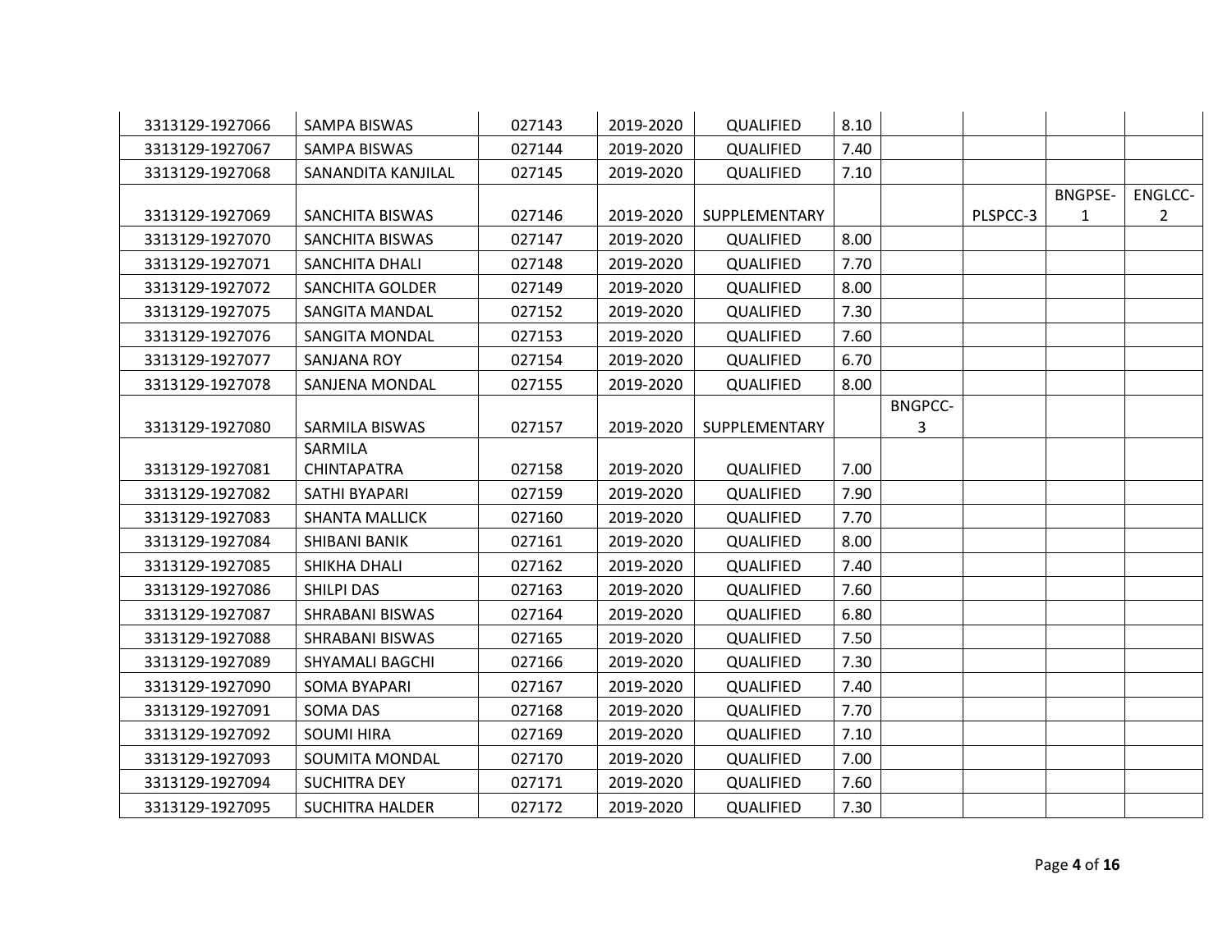| | | | | | | | | | |
|---|---|---|---|---|---|---|---|---|---|
| 3313129-1927066 | SAMPA BISWAS | 027143 | 2019-2020 | QUALIFIED | 8.10 | | | | |
| 3313129-1927067 | SAMPA BISWAS | 027144 | 2019-2020 | QUALIFIED | 7.40 | | | | |
| 3313129-1927068 | SANANDITA KANJILAL | 027145 | 2019-2020 | QUALIFIED | 7.10 | | | | |
| 3313129-1927069 | SANCHITA BISWAS | 027146 | 2019-2020 | SUPPLEMENTARY | | | PLSPCC-3 | BNGPSE-1 | ENGLCC-2 |
| 3313129-1927070 | SANCHITA BISWAS | 027147 | 2019-2020 | QUALIFIED | 8.00 | | | | |
| 3313129-1927071 | SANCHITA DHALI | 027148 | 2019-2020 | QUALIFIED | 7.70 | | | | |
| 3313129-1927072 | SANCHITA GOLDER | 027149 | 2019-2020 | QUALIFIED | 8.00 | | | | |
| 3313129-1927075 | SANGITA MANDAL | 027152 | 2019-2020 | QUALIFIED | 7.30 | | | | |
| 3313129-1927076 | SANGITA MONDAL | 027153 | 2019-2020 | QUALIFIED | 7.60 | | | | |
| 3313129-1927077 | SANJANA ROY | 027154 | 2019-2020 | QUALIFIED | 6.70 | | | | |
| 3313129-1927078 | SANJENA MONDAL | 027155 | 2019-2020 | QUALIFIED | 8.00 | | | | |
| 3313129-1927080 | SARMILA BISWAS | 027157 | 2019-2020 | SUPPLEMENTARY | | BNGPCC-3 | | | |
| 3313129-1927081 | SARMILA CHINTAPATRA | 027158 | 2019-2020 | QUALIFIED | 7.00 | | | | |
| 3313129-1927082 | SATHI BYAPARI | 027159 | 2019-2020 | QUALIFIED | 7.90 | | | | |
| 3313129-1927083 | SHANTA MALLICK | 027160 | 2019-2020 | QUALIFIED | 7.70 | | | | |
| 3313129-1927084 | SHIBANI BANIK | 027161 | 2019-2020 | QUALIFIED | 8.00 | | | | |
| 3313129-1927085 | SHIKHA DHALI | 027162 | 2019-2020 | QUALIFIED | 7.40 | | | | |
| 3313129-1927086 | SHILPI DAS | 027163 | 2019-2020 | QUALIFIED | 7.60 | | | | |
| 3313129-1927087 | SHRABANI BISWAS | 027164 | 2019-2020 | QUALIFIED | 6.80 | | | | |
| 3313129-1927088 | SHRABANI BISWAS | 027165 | 2019-2020 | QUALIFIED | 7.50 | | | | |
| 3313129-1927089 | SHYAMALI BAGCHI | 027166 | 2019-2020 | QUALIFIED | 7.30 | | | | |
| 3313129-1927090 | SOMA BYAPARI | 027167 | 2019-2020 | QUALIFIED | 7.40 | | | | |
| 3313129-1927091 | SOMA DAS | 027168 | 2019-2020 | QUALIFIED | 7.70 | | | | |
| 3313129-1927092 | SOUMI HIRA | 027169 | 2019-2020 | QUALIFIED | 7.10 | | | | |
| 3313129-1927093 | SOUMITA MONDAL | 027170 | 2019-2020 | QUALIFIED | 7.00 | | | | |
| 3313129-1927094 | SUCHITRA DEY | 027171 | 2019-2020 | QUALIFIED | 7.60 | | | | |
| 3313129-1927095 | SUCHITRA HALDER | 027172 | 2019-2020 | QUALIFIED | 7.30 | | | | |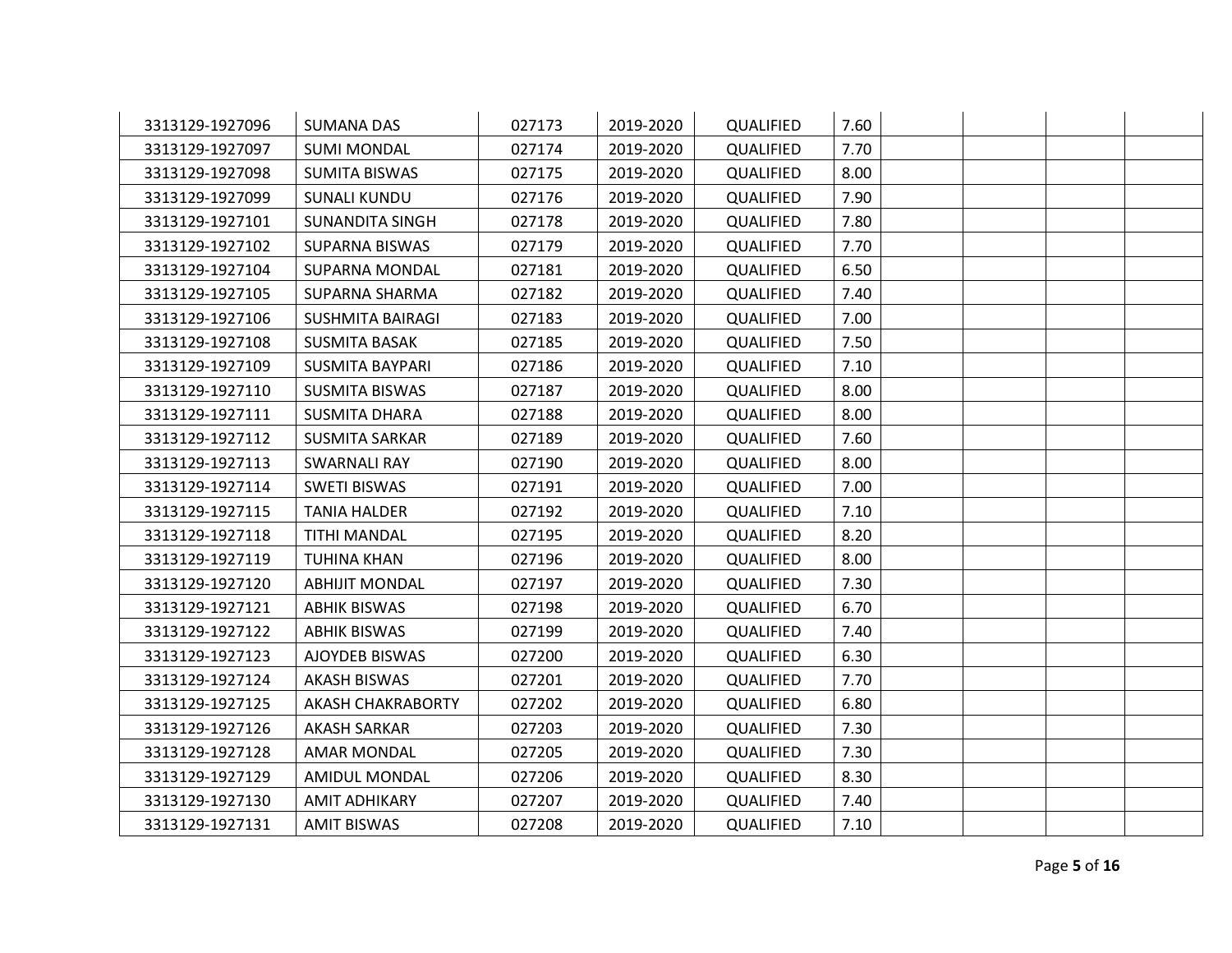| | | | | | | | | | |
|---|---|---|---|---|---|---|---|---|---|
| 3313129-1927096 | SUMANA DAS | 027173 | 2019-2020 | QUALIFIED | 7.60 | | | | |
| 3313129-1927097 | SUMI MONDAL | 027174 | 2019-2020 | QUALIFIED | 7.70 | | | | |
| 3313129-1927098 | SUMITA BISWAS | 027175 | 2019-2020 | QUALIFIED | 8.00 | | | | |
| 3313129-1927099 | SUNALI KUNDU | 027176 | 2019-2020 | QUALIFIED | 7.90 | | | | |
| 3313129-1927101 | SUNANDITA SINGH | 027178 | 2019-2020 | QUALIFIED | 7.80 | | | | |
| 3313129-1927102 | SUPARNA BISWAS | 027179 | 2019-2020 | QUALIFIED | 7.70 | | | | |
| 3313129-1927104 | SUPARNA MONDAL | 027181 | 2019-2020 | QUALIFIED | 6.50 | | | | |
| 3313129-1927105 | SUPARNA SHARMA | 027182 | 2019-2020 | QUALIFIED | 7.40 | | | | |
| 3313129-1927106 | SUSHMITA BAIRAGI | 027183 | 2019-2020 | QUALIFIED | 7.00 | | | | |
| 3313129-1927108 | SUSMITA BASAK | 027185 | 2019-2020 | QUALIFIED | 7.50 | | | | |
| 3313129-1927109 | SUSMITA BAYPARI | 027186 | 2019-2020 | QUALIFIED | 7.10 | | | | |
| 3313129-1927110 | SUSMITA BISWAS | 027187 | 2019-2020 | QUALIFIED | 8.00 | | | | |
| 3313129-1927111 | SUSMITA DHARA | 027188 | 2019-2020 | QUALIFIED | 8.00 | | | | |
| 3313129-1927112 | SUSMITA SARKAR | 027189 | 2019-2020 | QUALIFIED | 7.60 | | | | |
| 3313129-1927113 | SWARNALI RAY | 027190 | 2019-2020 | QUALIFIED | 8.00 | | | | |
| 3313129-1927114 | SWETI BISWAS | 027191 | 2019-2020 | QUALIFIED | 7.00 | | | | |
| 3313129-1927115 | TANIA HALDER | 027192 | 2019-2020 | QUALIFIED | 7.10 | | | | |
| 3313129-1927118 | TITHI MANDAL | 027195 | 2019-2020 | QUALIFIED | 8.20 | | | | |
| 3313129-1927119 | TUHINA KHAN | 027196 | 2019-2020 | QUALIFIED | 8.00 | | | | |
| 3313129-1927120 | ABHIJIT MONDAL | 027197 | 2019-2020 | QUALIFIED | 7.30 | | | | |
| 3313129-1927121 | ABHIK BISWAS | 027198 | 2019-2020 | QUALIFIED | 6.70 | | | | |
| 3313129-1927122 | ABHIK BISWAS | 027199 | 2019-2020 | QUALIFIED | 7.40 | | | | |
| 3313129-1927123 | AJOYDEB BISWAS | 027200 | 2019-2020 | QUALIFIED | 6.30 | | | | |
| 3313129-1927124 | AKASH BISWAS | 027201 | 2019-2020 | QUALIFIED | 7.70 | | | | |
| 3313129-1927125 | AKASH CHAKRABORTY | 027202 | 2019-2020 | QUALIFIED | 6.80 | | | | |
| 3313129-1927126 | AKASH SARKAR | 027203 | 2019-2020 | QUALIFIED | 7.30 | | | | |
| 3313129-1927128 | AMAR MONDAL | 027205 | 2019-2020 | QUALIFIED | 7.30 | | | | |
| 3313129-1927129 | AMIDUL MONDAL | 027206 | 2019-2020 | QUALIFIED | 8.30 | | | | |
| 3313129-1927130 | AMIT ADHIKARY | 027207 | 2019-2020 | QUALIFIED | 7.40 | | | | |
| 3313129-1927131 | AMIT BISWAS | 027208 | 2019-2020 | QUALIFIED | 7.10 | | | | |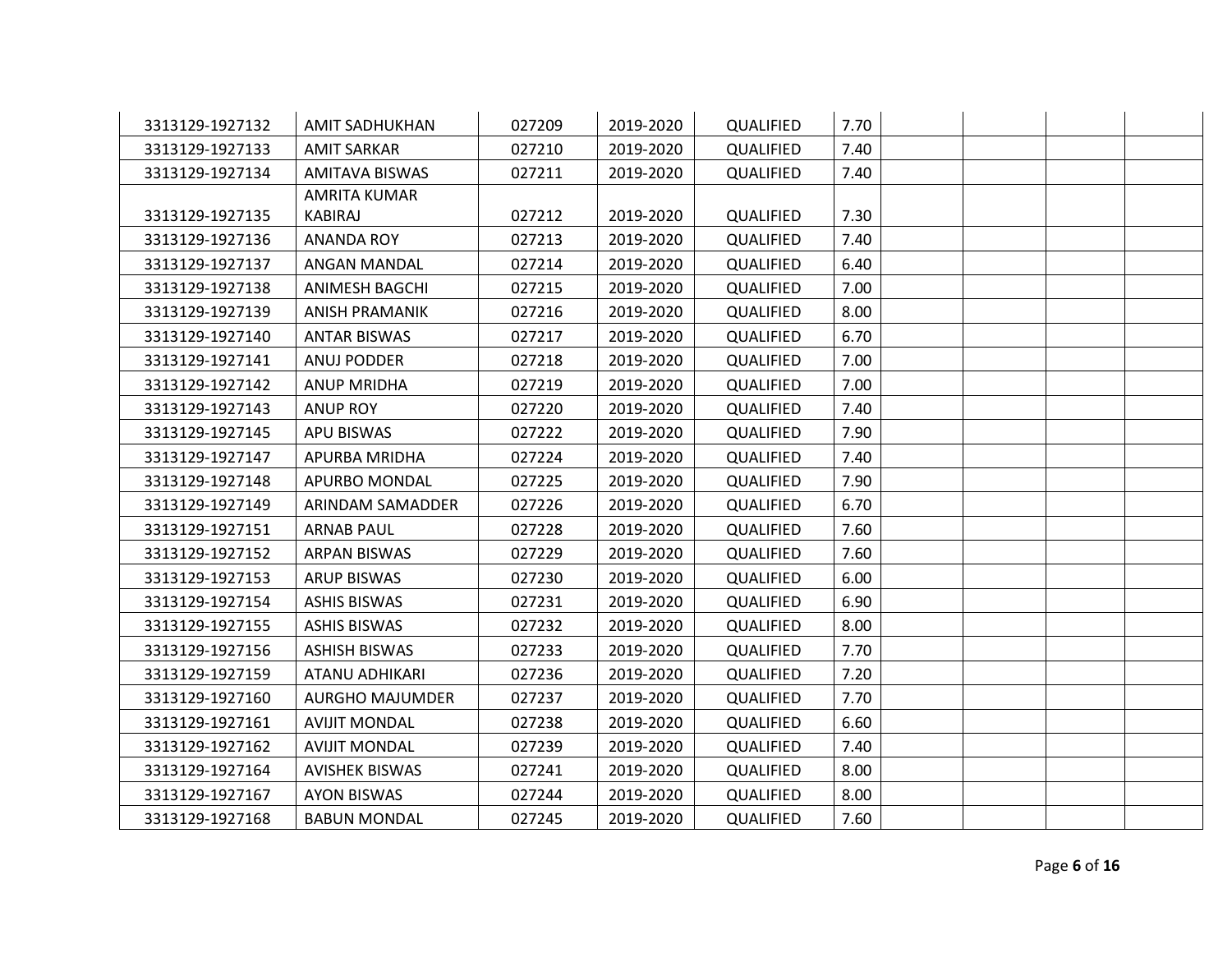| | | | | | | | | | |
|---|---|---|---|---|---|---|---|---|---|
| 3313129-1927132 | AMIT SADHUKHAN | 027209 | 2019-2020 | QUALIFIED | 7.70 | | | | |
| 3313129-1927133 | AMIT SARKAR | 027210 | 2019-2020 | QUALIFIED | 7.40 | | | | |
| 3313129-1927134 | AMITAVA BISWAS | 027211 | 2019-2020 | QUALIFIED | 7.40 | | | | |
| 3313129-1927135 | AMRITA KUMAR KABIRAJ | 027212 | 2019-2020 | QUALIFIED | 7.30 | | | | |
| 3313129-1927136 | ANANDA ROY | 027213 | 2019-2020 | QUALIFIED | 7.40 | | | | |
| 3313129-1927137 | ANGAN MANDAL | 027214 | 2019-2020 | QUALIFIED | 6.40 | | | | |
| 3313129-1927138 | ANIMESH BAGCHI | 027215 | 2019-2020 | QUALIFIED | 7.00 | | | | |
| 3313129-1927139 | ANISH PRAMANIK | 027216 | 2019-2020 | QUALIFIED | 8.00 | | | | |
| 3313129-1927140 | ANTAR BISWAS | 027217 | 2019-2020 | QUALIFIED | 6.70 | | | | |
| 3313129-1927141 | ANUJ PODDER | 027218 | 2019-2020 | QUALIFIED | 7.00 | | | | |
| 3313129-1927142 | ANUP MRIDHA | 027219 | 2019-2020 | QUALIFIED | 7.00 | | | | |
| 3313129-1927143 | ANUP ROY | 027220 | 2019-2020 | QUALIFIED | 7.40 | | | | |
| 3313129-1927145 | APU BISWAS | 027222 | 2019-2020 | QUALIFIED | 7.90 | | | | |
| 3313129-1927147 | APURBA MRIDHA | 027224 | 2019-2020 | QUALIFIED | 7.40 | | | | |
| 3313129-1927148 | APURBO MONDAL | 027225 | 2019-2020 | QUALIFIED | 7.90 | | | | |
| 3313129-1927149 | ARINDAM SAMADDER | 027226 | 2019-2020 | QUALIFIED | 6.70 | | | | |
| 3313129-1927151 | ARNAB PAUL | 027228 | 2019-2020 | QUALIFIED | 7.60 | | | | |
| 3313129-1927152 | ARPAN BISWAS | 027229 | 2019-2020 | QUALIFIED | 7.60 | | | | |
| 3313129-1927153 | ARUP BISWAS | 027230 | 2019-2020 | QUALIFIED | 6.00 | | | | |
| 3313129-1927154 | ASHIS BISWAS | 027231 | 2019-2020 | QUALIFIED | 6.90 | | | | |
| 3313129-1927155 | ASHIS BISWAS | 027232 | 2019-2020 | QUALIFIED | 8.00 | | | | |
| 3313129-1927156 | ASHISH BISWAS | 027233 | 2019-2020 | QUALIFIED | 7.70 | | | | |
| 3313129-1927159 | ATANU ADHIKARI | 027236 | 2019-2020 | QUALIFIED | 7.20 | | | | |
| 3313129-1927160 | AURGHO MAJUMDER | 027237 | 2019-2020 | QUALIFIED | 7.70 | | | | |
| 3313129-1927161 | AVIJIT MONDAL | 027238 | 2019-2020 | QUALIFIED | 6.60 | | | | |
| 3313129-1927162 | AVIJIT MONDAL | 027239 | 2019-2020 | QUALIFIED | 7.40 | | | | |
| 3313129-1927164 | AVISHEK BISWAS | 027241 | 2019-2020 | QUALIFIED | 8.00 | | | | |
| 3313129-1927167 | AYON BISWAS | 027244 | 2019-2020 | QUALIFIED | 8.00 | | | | |
| 3313129-1927168 | BABUN MONDAL | 027245 | 2019-2020 | QUALIFIED | 7.60 | | | | |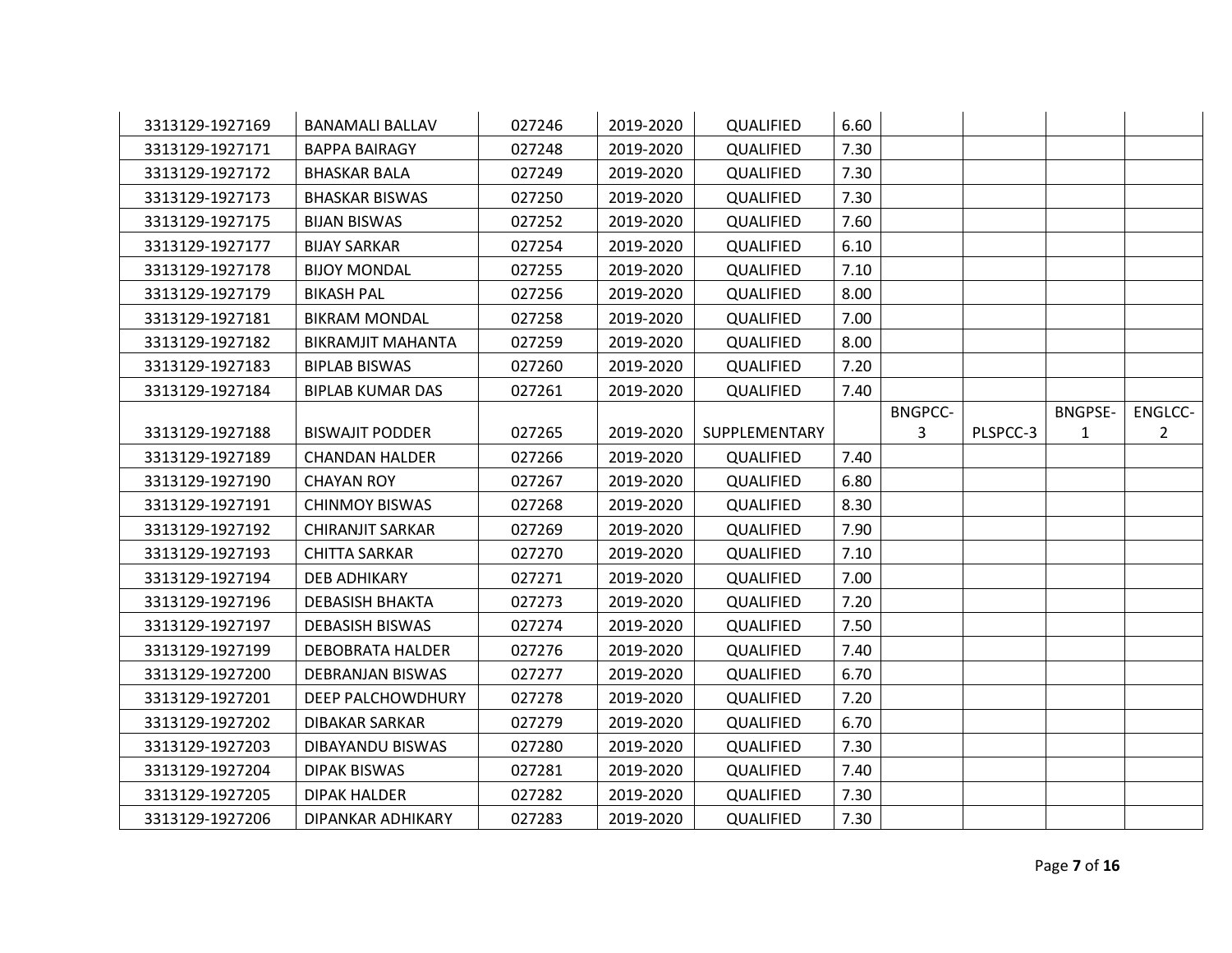| | | | | | | | | | |
|---|---|---|---|---|---|---|---|---|---|
| 3313129-1927169 | BANAMALI BALLAV | 027246 | 2019-2020 | QUALIFIED | 6.60 | | | | |
| 3313129-1927171 | BAPPA BAIRAGY | 027248 | 2019-2020 | QUALIFIED | 7.30 | | | | |
| 3313129-1927172 | BHASKAR BALA | 027249 | 2019-2020 | QUALIFIED | 7.30 | | | | |
| 3313129-1927173 | BHASKAR BISWAS | 027250 | 2019-2020 | QUALIFIED | 7.30 | | | | |
| 3313129-1927175 | BIJAN BISWAS | 027252 | 2019-2020 | QUALIFIED | 7.60 | | | | |
| 3313129-1927177 | BIJAY SARKAR | 027254 | 2019-2020 | QUALIFIED | 6.10 | | | | |
| 3313129-1927178 | BIJOY MONDAL | 027255 | 2019-2020 | QUALIFIED | 7.10 | | | | |
| 3313129-1927179 | BIKASH PAL | 027256 | 2019-2020 | QUALIFIED | 8.00 | | | | |
| 3313129-1927181 | BIKRAM MONDAL | 027258 | 2019-2020 | QUALIFIED | 7.00 | | | | |
| 3313129-1927182 | BIKRAMJIT MAHANTA | 027259 | 2019-2020 | QUALIFIED | 8.00 | | | | |
| 3313129-1927183 | BIPLAB BISWAS | 027260 | 2019-2020 | QUALIFIED | 7.20 | | | | |
| 3313129-1927184 | BIPLAB KUMAR DAS | 027261 | 2019-2020 | QUALIFIED | 7.40 | | | | |
| 3313129-1927188 | BISWAJIT PODDER | 027265 | 2019-2020 | SUPPLEMENTARY | | BNGPCC-3 | PLSPCC-3 | BNGPSE-1 | ENGLCC-2 |
| 3313129-1927189 | CHANDAN HALDER | 027266 | 2019-2020 | QUALIFIED | 7.40 | | | | |
| 3313129-1927190 | CHAYAN ROY | 027267 | 2019-2020 | QUALIFIED | 6.80 | | | | |
| 3313129-1927191 | CHINMOY BISWAS | 027268 | 2019-2020 | QUALIFIED | 8.30 | | | | |
| 3313129-1927192 | CHIRANJIT SARKAR | 027269 | 2019-2020 | QUALIFIED | 7.90 | | | | |
| 3313129-1927193 | CHITTA SARKAR | 027270 | 2019-2020 | QUALIFIED | 7.10 | | | | |
| 3313129-1927194 | DEB ADHIKARY | 027271 | 2019-2020 | QUALIFIED | 7.00 | | | | |
| 3313129-1927196 | DEBASISH BHAKTA | 027273 | 2019-2020 | QUALIFIED | 7.20 | | | | |
| 3313129-1927197 | DEBASISH BISWAS | 027274 | 2019-2020 | QUALIFIED | 7.50 | | | | |
| 3313129-1927199 | DEBOBRATA HALDER | 027276 | 2019-2020 | QUALIFIED | 7.40 | | | | |
| 3313129-1927200 | DEBRANJAN BISWAS | 027277 | 2019-2020 | QUALIFIED | 6.70 | | | | |
| 3313129-1927201 | DEEP PALCHOWDHURY | 027278 | 2019-2020 | QUALIFIED | 7.20 | | | | |
| 3313129-1927202 | DIBAKAR SARKAR | 027279 | 2019-2020 | QUALIFIED | 6.70 | | | | |
| 3313129-1927203 | DIBAYANDU BISWAS | 027280 | 2019-2020 | QUALIFIED | 7.30 | | | | |
| 3313129-1927204 | DIPAK BISWAS | 027281 | 2019-2020 | QUALIFIED | 7.40 | | | | |
| 3313129-1927205 | DIPAK HALDER | 027282 | 2019-2020 | QUALIFIED | 7.30 | | | | |
| 3313129-1927206 | DIPANKAR ADHIKARY | 027283 | 2019-2020 | QUALIFIED | 7.30 | | | | |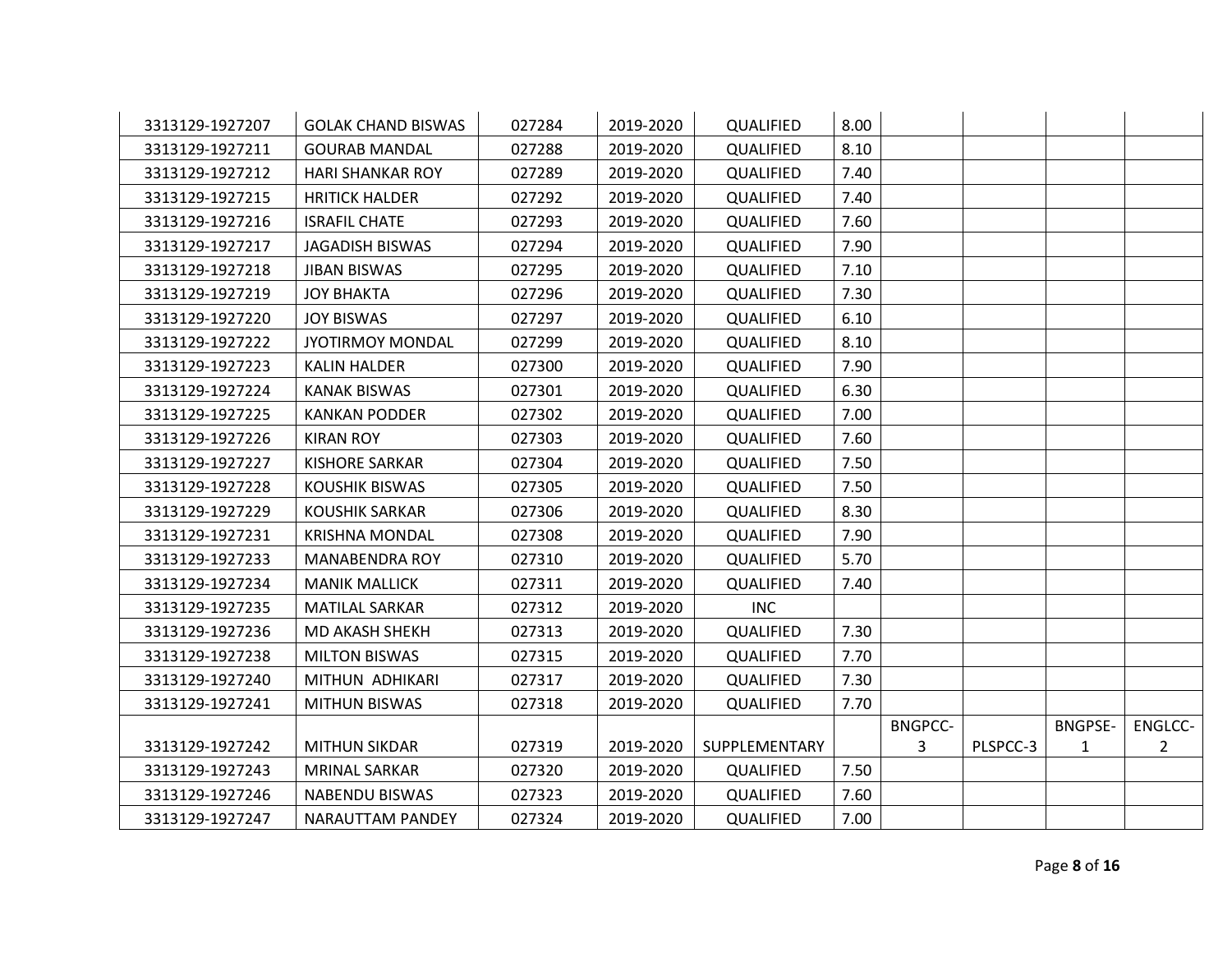| | | | | | | | | | |
|---|---|---|---|---|---|---|---|---|---|
| 3313129-1927207 | GOLAK CHAND BISWAS | 027284 | 2019-2020 | QUALIFIED | 8.00 | | | | |
| 3313129-1927211 | GOURAB MANDAL | 027288 | 2019-2020 | QUALIFIED | 8.10 | | | | |
| 3313129-1927212 | HARI SHANKAR ROY | 027289 | 2019-2020 | QUALIFIED | 7.40 | | | | |
| 3313129-1927215 | HRITICK HALDER | 027292 | 2019-2020 | QUALIFIED | 7.40 | | | | |
| 3313129-1927216 | ISRAFIL CHATE | 027293 | 2019-2020 | QUALIFIED | 7.60 | | | | |
| 3313129-1927217 | JAGADISH BISWAS | 027294 | 2019-2020 | QUALIFIED | 7.90 | | | | |
| 3313129-1927218 | JIBAN BISWAS | 027295 | 2019-2020 | QUALIFIED | 7.10 | | | | |
| 3313129-1927219 | JOY BHAKTA | 027296 | 2019-2020 | QUALIFIED | 7.30 | | | | |
| 3313129-1927220 | JOY BISWAS | 027297 | 2019-2020 | QUALIFIED | 6.10 | | | | |
| 3313129-1927222 | JYOTIRMOY MONDAL | 027299 | 2019-2020 | QUALIFIED | 8.10 | | | | |
| 3313129-1927223 | KALIN HALDER | 027300 | 2019-2020 | QUALIFIED | 7.90 | | | | |
| 3313129-1927224 | KANAK BISWAS | 027301 | 2019-2020 | QUALIFIED | 6.30 | | | | |
| 3313129-1927225 | KANKAN PODDER | 027302 | 2019-2020 | QUALIFIED | 7.00 | | | | |
| 3313129-1927226 | KIRAN ROY | 027303 | 2019-2020 | QUALIFIED | 7.60 | | | | |
| 3313129-1927227 | KISHORE SARKAR | 027304 | 2019-2020 | QUALIFIED | 7.50 | | | | |
| 3313129-1927228 | KOUSHIK BISWAS | 027305 | 2019-2020 | QUALIFIED | 7.50 | | | | |
| 3313129-1927229 | KOUSHIK SARKAR | 027306 | 2019-2020 | QUALIFIED | 8.30 | | | | |
| 3313129-1927231 | KRISHNA MONDAL | 027308 | 2019-2020 | QUALIFIED | 7.90 | | | | |
| 3313129-1927233 | MANABENDRA ROY | 027310 | 2019-2020 | QUALIFIED | 5.70 | | | | |
| 3313129-1927234 | MANIK MALLICK | 027311 | 2019-2020 | QUALIFIED | 7.40 | | | | |
| 3313129-1927235 | MATILAL SARKAR | 027312 | 2019-2020 | INC | | | | | |
| 3313129-1927236 | MD AKASH SHEKH | 027313 | 2019-2020 | QUALIFIED | 7.30 | | | | |
| 3313129-1927238 | MILTON BISWAS | 027315 | 2019-2020 | QUALIFIED | 7.70 | | | | |
| 3313129-1927240 | MITHUN ADHIKARI | 027317 | 2019-2020 | QUALIFIED | 7.30 | | | | |
| 3313129-1927241 | MITHUN BISWAS | 027318 | 2019-2020 | QUALIFIED | 7.70 | | | | |
| 3313129-1927242 | MITHUN SIKDAR | 027319 | 2019-2020 | SUPPLEMENTARY | | BNGPCC-3 | PLSPCC-3 | BNGPSE-1 | ENGLCC-2 |
| 3313129-1927243 | MRINAL SARKAR | 027320 | 2019-2020 | QUALIFIED | 7.50 | | | | |
| 3313129-1927246 | NABENDU BISWAS | 027323 | 2019-2020 | QUALIFIED | 7.60 | | | | |
| 3313129-1927247 | NARAUTTAM PANDEY | 027324 | 2019-2020 | QUALIFIED | 7.00 | | | | |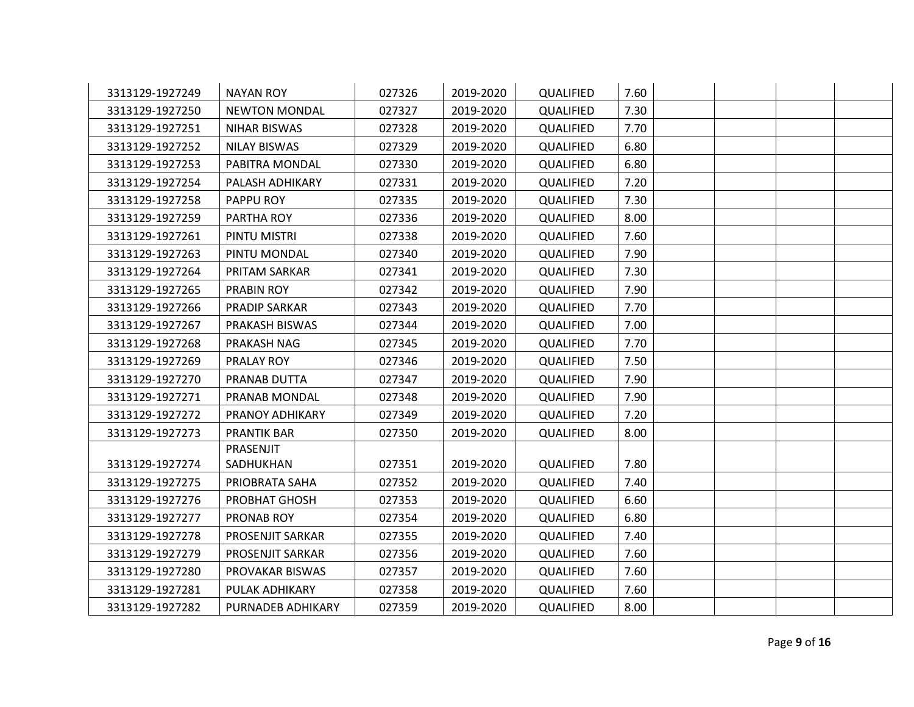| | | | | | | | | | |
|---|---|---|---|---|---|---|---|---|---|
| 3313129-1927249 | NAYAN ROY | 027326 | 2019-2020 | QUALIFIED | 7.60 | | | | |
| 3313129-1927250 | NEWTON MONDAL | 027327 | 2019-2020 | QUALIFIED | 7.30 | | | | |
| 3313129-1927251 | NIHAR BISWAS | 027328 | 2019-2020 | QUALIFIED | 7.70 | | | | |
| 3313129-1927252 | NILAY BISWAS | 027329 | 2019-2020 | QUALIFIED | 6.80 | | | | |
| 3313129-1927253 | PABITRA MONDAL | 027330 | 2019-2020 | QUALIFIED | 6.80 | | | | |
| 3313129-1927254 | PALASH ADHIKARY | 027331 | 2019-2020 | QUALIFIED | 7.20 | | | | |
| 3313129-1927258 | PAPPU ROY | 027335 | 2019-2020 | QUALIFIED | 7.30 | | | | |
| 3313129-1927259 | PARTHA ROY | 027336 | 2019-2020 | QUALIFIED | 8.00 | | | | |
| 3313129-1927261 | PINTU MISTRI | 027338 | 2019-2020 | QUALIFIED | 7.60 | | | | |
| 3313129-1927263 | PINTU MONDAL | 027340 | 2019-2020 | QUALIFIED | 7.90 | | | | |
| 3313129-1927264 | PRITAM SARKAR | 027341 | 2019-2020 | QUALIFIED | 7.30 | | | | |
| 3313129-1927265 | PRABIN ROY | 027342 | 2019-2020 | QUALIFIED | 7.90 | | | | |
| 3313129-1927266 | PRADIP SARKAR | 027343 | 2019-2020 | QUALIFIED | 7.70 | | | | |
| 3313129-1927267 | PRAKASH BISWAS | 027344 | 2019-2020 | QUALIFIED | 7.00 | | | | |
| 3313129-1927268 | PRAKASH NAG | 027345 | 2019-2020 | QUALIFIED | 7.70 | | | | |
| 3313129-1927269 | PRALAY ROY | 027346 | 2019-2020 | QUALIFIED | 7.50 | | | | |
| 3313129-1927270 | PRANAB DUTTA | 027347 | 2019-2020 | QUALIFIED | 7.90 | | | | |
| 3313129-1927271 | PRANAB MONDAL | 027348 | 2019-2020 | QUALIFIED | 7.90 | | | | |
| 3313129-1927272 | PRANOY ADHIKARY | 027349 | 2019-2020 | QUALIFIED | 7.20 | | | | |
| 3313129-1927273 | PRANTIK BAR | 027350 | 2019-2020 | QUALIFIED | 8.00 | | | | |
| 3313129-1927274 | PRASENJIT SADHUKHAN | 027351 | 2019-2020 | QUALIFIED | 7.80 | | | | |
| 3313129-1927275 | PRIOBRATA SAHA | 027352 | 2019-2020 | QUALIFIED | 7.40 | | | | |
| 3313129-1927276 | PROBHAT GHOSH | 027353 | 2019-2020 | QUALIFIED | 6.60 | | | | |
| 3313129-1927277 | PRONAB ROY | 027354 | 2019-2020 | QUALIFIED | 6.80 | | | | |
| 3313129-1927278 | PROSENJIT SARKAR | 027355 | 2019-2020 | QUALIFIED | 7.40 | | | | |
| 3313129-1927279 | PROSENJIT SARKAR | 027356 | 2019-2020 | QUALIFIED | 7.60 | | | | |
| 3313129-1927280 | PROVAKAR BISWAS | 027357 | 2019-2020 | QUALIFIED | 7.60 | | | | |
| 3313129-1927281 | PULAK ADHIKARY | 027358 | 2019-2020 | QUALIFIED | 7.60 | | | | |
| 3313129-1927282 | PURNADEB ADHIKARY | 027359 | 2019-2020 | QUALIFIED | 8.00 | | | | |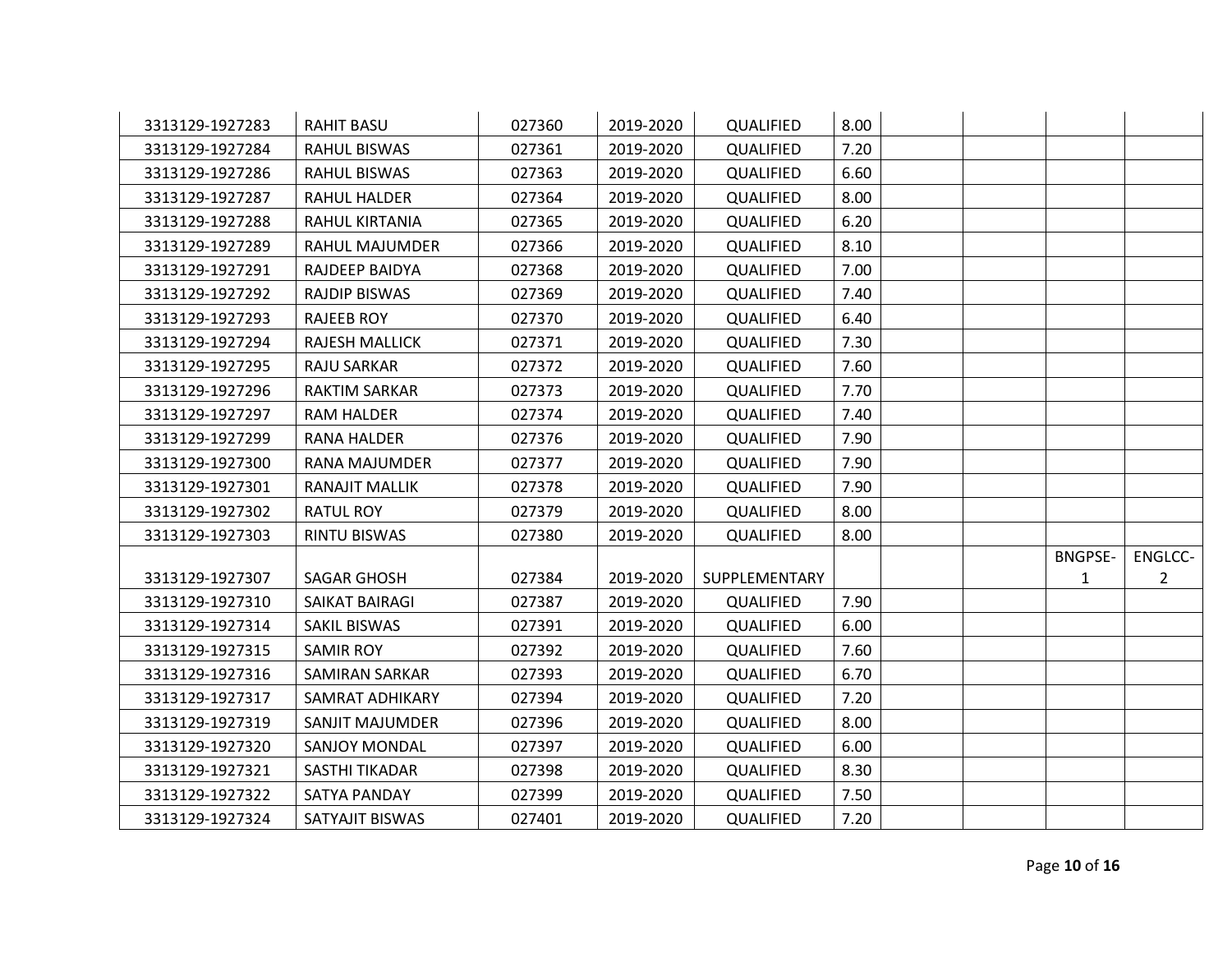| | | | | | | | | | |
|---|---|---|---|---|---|---|---|---|---|
| 3313129-1927283 | RAHIT BASU | 027360 | 2019-2020 | QUALIFIED | 8.00 | | | | |
| 3313129-1927284 | RAHUL BISWAS | 027361 | 2019-2020 | QUALIFIED | 7.20 | | | | |
| 3313129-1927286 | RAHUL BISWAS | 027363 | 2019-2020 | QUALIFIED | 6.60 | | | | |
| 3313129-1927287 | RAHUL HALDER | 027364 | 2019-2020 | QUALIFIED | 8.00 | | | | |
| 3313129-1927288 | RAHUL KIRTANIA | 027365 | 2019-2020 | QUALIFIED | 6.20 | | | | |
| 3313129-1927289 | RAHUL MAJUMDER | 027366 | 2019-2020 | QUALIFIED | 8.10 | | | | |
| 3313129-1927291 | RAJDEEP BAIDYA | 027368 | 2019-2020 | QUALIFIED | 7.00 | | | | |
| 3313129-1927292 | RAJDIP BISWAS | 027369 | 2019-2020 | QUALIFIED | 7.40 | | | | |
| 3313129-1927293 | RAJEEB ROY | 027370 | 2019-2020 | QUALIFIED | 6.40 | | | | |
| 3313129-1927294 | RAJESH MALLICK | 027371 | 2019-2020 | QUALIFIED | 7.30 | | | | |
| 3313129-1927295 | RAJU SARKAR | 027372 | 2019-2020 | QUALIFIED | 7.60 | | | | |
| 3313129-1927296 | RAKTIM SARKAR | 027373 | 2019-2020 | QUALIFIED | 7.70 | | | | |
| 3313129-1927297 | RAM HALDER | 027374 | 2019-2020 | QUALIFIED | 7.40 | | | | |
| 3313129-1927299 | RANA HALDER | 027376 | 2019-2020 | QUALIFIED | 7.90 | | | | |
| 3313129-1927300 | RANA MAJUMDER | 027377 | 2019-2020 | QUALIFIED | 7.90 | | | | |
| 3313129-1927301 | RANAJIT MALLIK | 027378 | 2019-2020 | QUALIFIED | 7.90 | | | | |
| 3313129-1927302 | RATUL ROY | 027379 | 2019-2020 | QUALIFIED | 8.00 | | | | |
| 3313129-1927303 | RINTU BISWAS | 027380 | 2019-2020 | QUALIFIED | 8.00 | | | | |
| 3313129-1927307 | SAGAR GHOSH | 027384 | 2019-2020 | SUPPLEMENTARY | | | | BNGPSE-1 | ENGLCC-2 |
| 3313129-1927310 | SAIKAT BAIRAGI | 027387 | 2019-2020 | QUALIFIED | 7.90 | | | | |
| 3313129-1927314 | SAKIL BISWAS | 027391 | 2019-2020 | QUALIFIED | 6.00 | | | | |
| 3313129-1927315 | SAMIR ROY | 027392 | 2019-2020 | QUALIFIED | 7.60 | | | | |
| 3313129-1927316 | SAMIRAN SARKAR | 027393 | 2019-2020 | QUALIFIED | 6.70 | | | | |
| 3313129-1927317 | SAMRAT ADHIKARY | 027394 | 2019-2020 | QUALIFIED | 7.20 | | | | |
| 3313129-1927319 | SANJIT MAJUMDER | 027396 | 2019-2020 | QUALIFIED | 8.00 | | | | |
| 3313129-1927320 | SANJOY MONDAL | 027397 | 2019-2020 | QUALIFIED | 6.00 | | | | |
| 3313129-1927321 | SASTHI TIKADAR | 027398 | 2019-2020 | QUALIFIED | 8.30 | | | | |
| 3313129-1927322 | SATYA PANDAY | 027399 | 2019-2020 | QUALIFIED | 7.50 | | | | |
| 3313129-1927324 | SATYAJIT BISWAS | 027401 | 2019-2020 | QUALIFIED | 7.20 | | | | |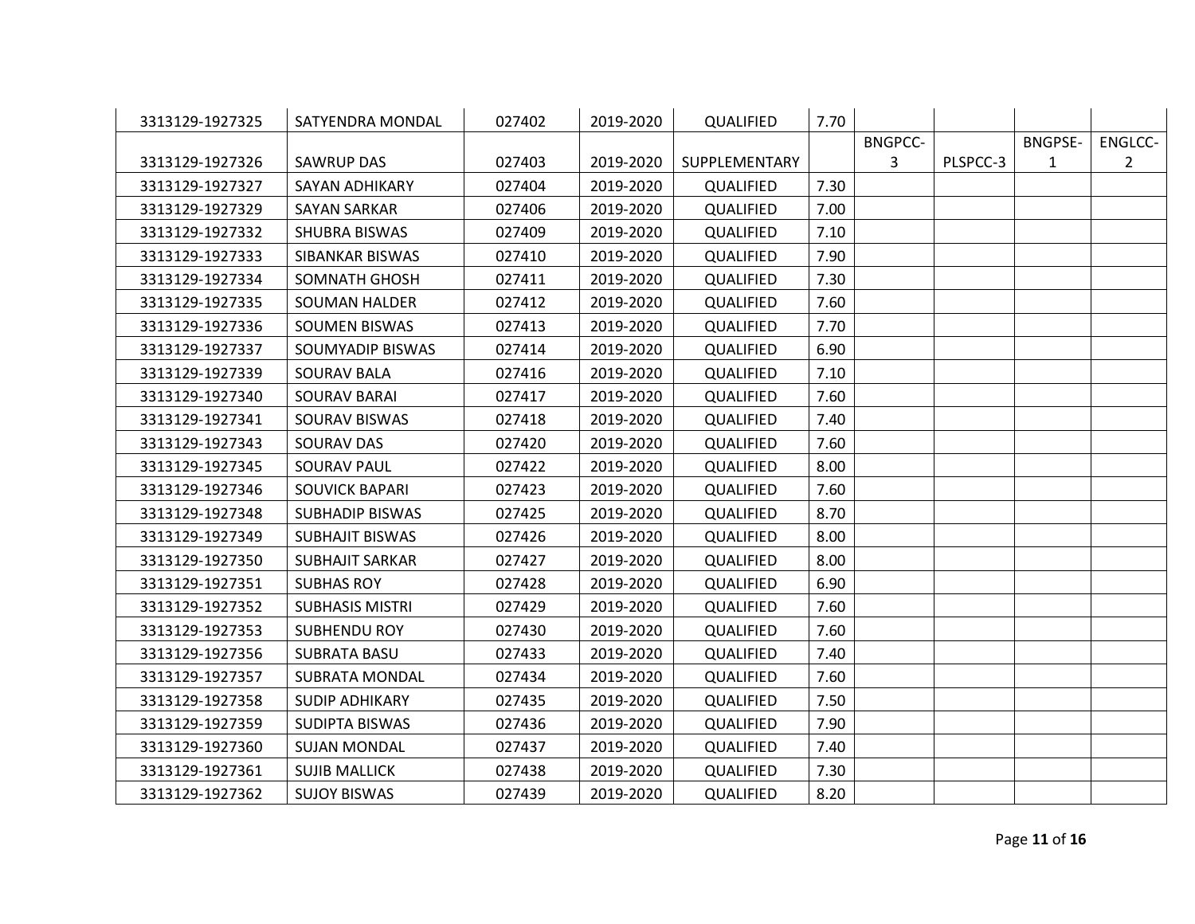| | | | | | | | | | |
|---|---|---|---|---|---|---|---|---|---|
| 3313129-1927325 | SATYENDRA MONDAL | 027402 | 2019-2020 | QUALIFIED | 7.70 | | | | |
| 3313129-1927326 | SAWRUP DAS | 027403 | 2019-2020 | SUPPLEMENTARY | | BNGPCC-3 | PLSPCC-3 | BNGPSE-1 | ENGLCC-2 |
| 3313129-1927327 | SAYAN ADHIKARY | 027404 | 2019-2020 | QUALIFIED | 7.30 | | | | |
| 3313129-1927329 | SAYAN SARKAR | 027406 | 2019-2020 | QUALIFIED | 7.00 | | | | |
| 3313129-1927332 | SHUBRA BISWAS | 027409 | 2019-2020 | QUALIFIED | 7.10 | | | | |
| 3313129-1927333 | SIBANKAR BISWAS | 027410 | 2019-2020 | QUALIFIED | 7.90 | | | | |
| 3313129-1927334 | SOMNATH GHOSH | 027411 | 2019-2020 | QUALIFIED | 7.30 | | | | |
| 3313129-1927335 | SOUMAN HALDER | 027412 | 2019-2020 | QUALIFIED | 7.60 | | | | |
| 3313129-1927336 | SOUMEN BISWAS | 027413 | 2019-2020 | QUALIFIED | 7.70 | | | | |
| 3313129-1927337 | SOUMYADIP BISWAS | 027414 | 2019-2020 | QUALIFIED | 6.90 | | | | |
| 3313129-1927339 | SOURAV BALA | 027416 | 2019-2020 | QUALIFIED | 7.10 | | | | |
| 3313129-1927340 | SOURAV BARAI | 027417 | 2019-2020 | QUALIFIED | 7.60 | | | | |
| 3313129-1927341 | SOURAV BISWAS | 027418 | 2019-2020 | QUALIFIED | 7.40 | | | | |
| 3313129-1927343 | SOURAV DAS | 027420 | 2019-2020 | QUALIFIED | 7.60 | | | | |
| 3313129-1927345 | SOURAV PAUL | 027422 | 2019-2020 | QUALIFIED | 8.00 | | | | |
| 3313129-1927346 | SOUVICK BAPARI | 027423 | 2019-2020 | QUALIFIED | 7.60 | | | | |
| 3313129-1927348 | SUBHADIP BISWAS | 027425 | 2019-2020 | QUALIFIED | 8.70 | | | | |
| 3313129-1927349 | SUBHAJIT BISWAS | 027426 | 2019-2020 | QUALIFIED | 8.00 | | | | |
| 3313129-1927350 | SUBHAJIT SARKAR | 027427 | 2019-2020 | QUALIFIED | 8.00 | | | | |
| 3313129-1927351 | SUBHAS ROY | 027428 | 2019-2020 | QUALIFIED | 6.90 | | | | |
| 3313129-1927352 | SUBHASIS MISTRI | 027429 | 2019-2020 | QUALIFIED | 7.60 | | | | |
| 3313129-1927353 | SUBHENDU ROY | 027430 | 2019-2020 | QUALIFIED | 7.60 | | | | |
| 3313129-1927356 | SUBRATA BASU | 027433 | 2019-2020 | QUALIFIED | 7.40 | | | | |
| 3313129-1927357 | SUBRATA MONDAL | 027434 | 2019-2020 | QUALIFIED | 7.60 | | | | |
| 3313129-1927358 | SUDIP ADHIKARY | 027435 | 2019-2020 | QUALIFIED | 7.50 | | | | |
| 3313129-1927359 | SUDIPTA BISWAS | 027436 | 2019-2020 | QUALIFIED | 7.90 | | | | |
| 3313129-1927360 | SUJAN MONDAL | 027437 | 2019-2020 | QUALIFIED | 7.40 | | | | |
| 3313129-1927361 | SUJIB MALLICK | 027438 | 2019-2020 | QUALIFIED | 7.30 | | | | |
| 3313129-1927362 | SUJOY BISWAS | 027439 | 2019-2020 | QUALIFIED | 8.20 | | | | |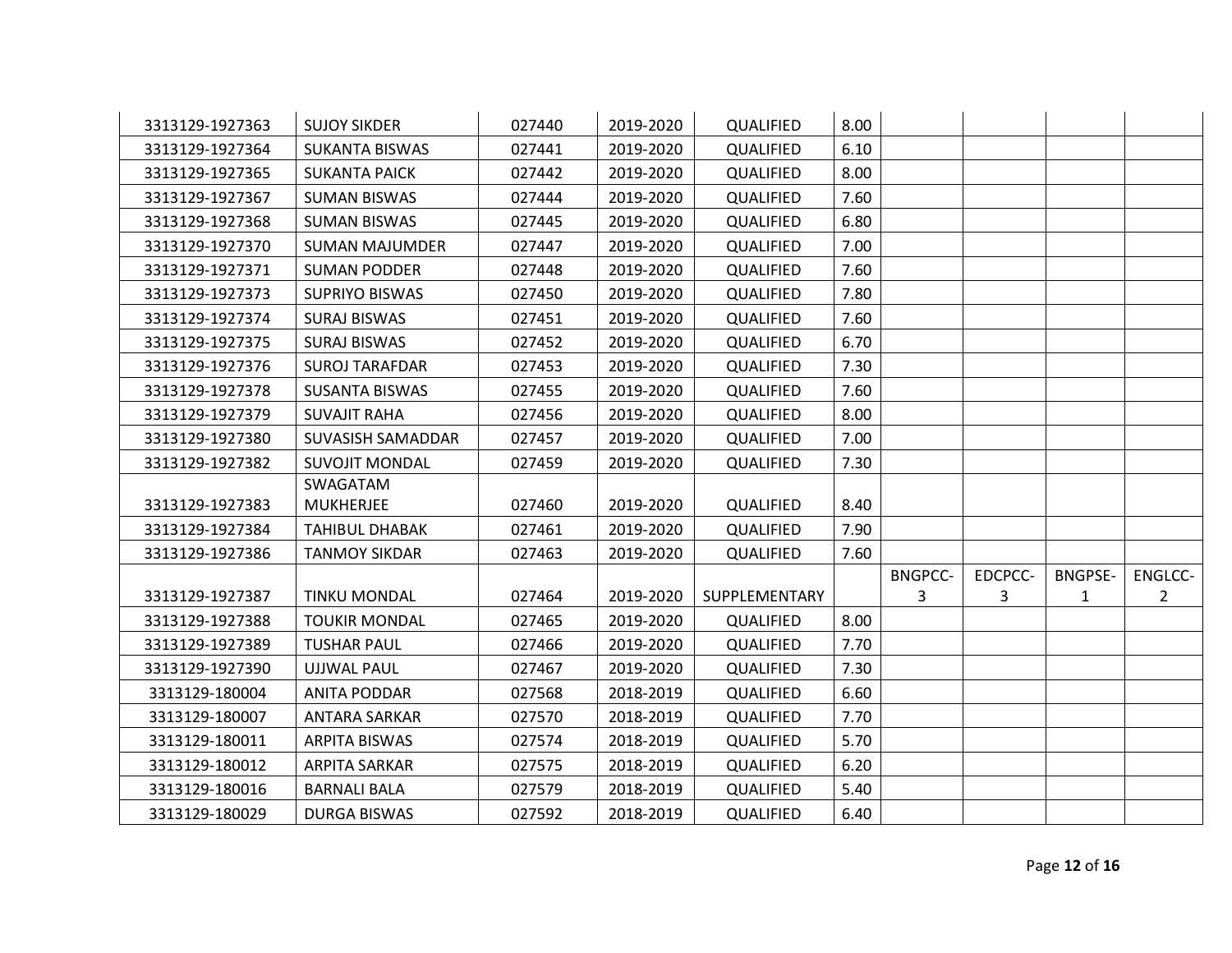| | | | | | | | | | |
|---|---|---|---|---|---|---|---|---|---|
| 3313129-1927363 | SUJOY SIKDER | 027440 | 2019-2020 | QUALIFIED | 8.00 | | | | |
| 3313129-1927364 | SUKANTA BISWAS | 027441 | 2019-2020 | QUALIFIED | 6.10 | | | | |
| 3313129-1927365 | SUKANTA PAICK | 027442 | 2019-2020 | QUALIFIED | 8.00 | | | | |
| 3313129-1927367 | SUMAN BISWAS | 027444 | 2019-2020 | QUALIFIED | 7.60 | | | | |
| 3313129-1927368 | SUMAN BISWAS | 027445 | 2019-2020 | QUALIFIED | 6.80 | | | | |
| 3313129-1927370 | SUMAN MAJUMDER | 027447 | 2019-2020 | QUALIFIED | 7.00 | | | | |
| 3313129-1927371 | SUMAN PODDER | 027448 | 2019-2020 | QUALIFIED | 7.60 | | | | |
| 3313129-1927373 | SUPRIYO BISWAS | 027450 | 2019-2020 | QUALIFIED | 7.80 | | | | |
| 3313129-1927374 | SURAJ BISWAS | 027451 | 2019-2020 | QUALIFIED | 7.60 | | | | |
| 3313129-1927375 | SURAJ BISWAS | 027452 | 2019-2020 | QUALIFIED | 6.70 | | | | |
| 3313129-1927376 | SUROJ TARAFDAR | 027453 | 2019-2020 | QUALIFIED | 7.30 | | | | |
| 3313129-1927378 | SUSANTA BISWAS | 027455 | 2019-2020 | QUALIFIED | 7.60 | | | | |
| 3313129-1927379 | SUVAJIT RAHA | 027456 | 2019-2020 | QUALIFIED | 8.00 | | | | |
| 3313129-1927380 | SUVASISH SAMADDAR | 027457 | 2019-2020 | QUALIFIED | 7.00 | | | | |
| 3313129-1927382 | SUVOJIT MONDAL | 027459 | 2019-2020 | QUALIFIED | 7.30 | | | | |
| 3313129-1927383 | SWAGATAM MUKHERJEE | 027460 | 2019-2020 | QUALIFIED | 8.40 | | | | |
| 3313129-1927384 | TAHIBUL DHABAK | 027461 | 2019-2020 | QUALIFIED | 7.90 | | | | |
| 3313129-1927386 | TANMOY SIKDAR | 027463 | 2019-2020 | QUALIFIED | 7.60 | | | | |
| 3313129-1927387 | TINKU MONDAL | 027464 | 2019-2020 | SUPPLEMENTARY | | BNGPCC-3 | EDCPCC-3 | BNGPSE-1 | ENGLCC-2 |
| 3313129-1927388 | TOUKIR MONDAL | 027465 | 2019-2020 | QUALIFIED | 8.00 | | | | |
| 3313129-1927389 | TUSHAR PAUL | 027466 | 2019-2020 | QUALIFIED | 7.70 | | | | |
| 3313129-1927390 | UJJWAL PAUL | 027467 | 2019-2020 | QUALIFIED | 7.30 | | | | |
| 3313129-180004 | ANITA PODDAR | 027568 | 2018-2019 | QUALIFIED | 6.60 | | | | |
| 3313129-180007 | ANTARA SARKAR | 027570 | 2018-2019 | QUALIFIED | 7.70 | | | | |
| 3313129-180011 | ARPITA BISWAS | 027574 | 2018-2019 | QUALIFIED | 5.70 | | | | |
| 3313129-180012 | ARPITA SARKAR | 027575 | 2018-2019 | QUALIFIED | 6.20 | | | | |
| 3313129-180016 | BARNALI BALA | 027579 | 2018-2019 | QUALIFIED | 5.40 | | | | |
| 3313129-180029 | DURGA BISWAS | 027592 | 2018-2019 | QUALIFIED | 6.40 | | | | |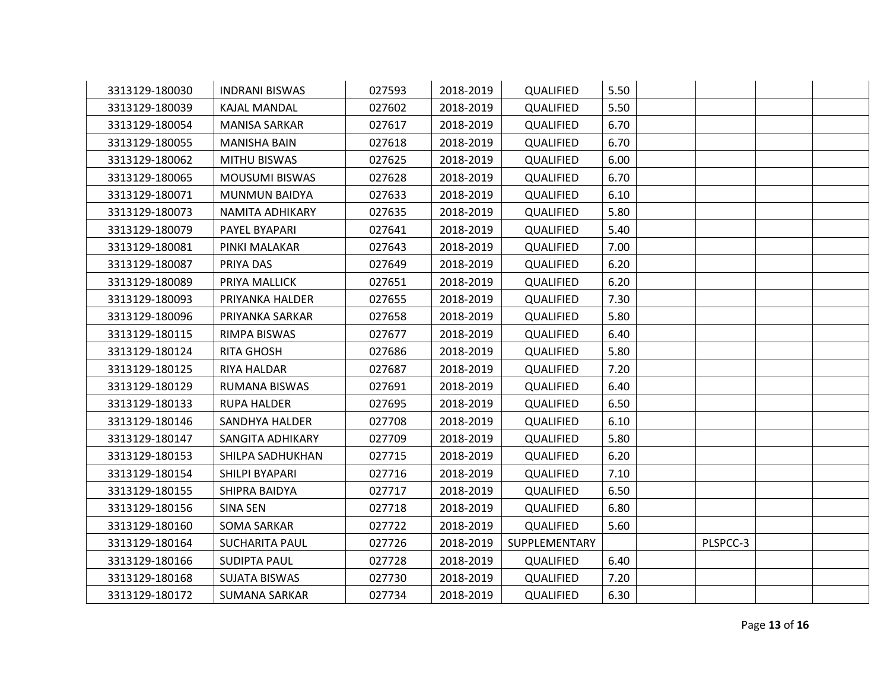| | | | | | | | | | |
|---|---|---|---|---|---|---|---|---|---|
| 3313129-180030 | INDRANI BISWAS | 027593 | 2018-2019 | QUALIFIED | 5.50 | | | | |
| 3313129-180039 | KAJAL MANDAL | 027602 | 2018-2019 | QUALIFIED | 5.50 | | | | |
| 3313129-180054 | MANISA SARKAR | 027617 | 2018-2019 | QUALIFIED | 6.70 | | | | |
| 3313129-180055 | MANISHA BAIN | 027618 | 2018-2019 | QUALIFIED | 6.70 | | | | |
| 3313129-180062 | MITHU BISWAS | 027625 | 2018-2019 | QUALIFIED | 6.00 | | | | |
| 3313129-180065 | MOUSUMI BISWAS | 027628 | 2018-2019 | QUALIFIED | 6.70 | | | | |
| 3313129-180071 | MUNMUN BAIDYA | 027633 | 2018-2019 | QUALIFIED | 6.10 | | | | |
| 3313129-180073 | NAMITA ADHIKARY | 027635 | 2018-2019 | QUALIFIED | 5.80 | | | | |
| 3313129-180079 | PAYEL BYAPARI | 027641 | 2018-2019 | QUALIFIED | 5.40 | | | | |
| 3313129-180081 | PINKI MALAKAR | 027643 | 2018-2019 | QUALIFIED | 7.00 | | | | |
| 3313129-180087 | PRIYA DAS | 027649 | 2018-2019 | QUALIFIED | 6.20 | | | | |
| 3313129-180089 | PRIYA MALLICK | 027651 | 2018-2019 | QUALIFIED | 6.20 | | | | |
| 3313129-180093 | PRIYANKA HALDER | 027655 | 2018-2019 | QUALIFIED | 7.30 | | | | |
| 3313129-180096 | PRIYANKA SARKAR | 027658 | 2018-2019 | QUALIFIED | 5.80 | | | | |
| 3313129-180115 | RIMPA BISWAS | 027677 | 2018-2019 | QUALIFIED | 6.40 | | | | |
| 3313129-180124 | RITA GHOSH | 027686 | 2018-2019 | QUALIFIED | 5.80 | | | | |
| 3313129-180125 | RIYA HALDAR | 027687 | 2018-2019 | QUALIFIED | 7.20 | | | | |
| 3313129-180129 | RUMANA BISWAS | 027691 | 2018-2019 | QUALIFIED | 6.40 | | | | |
| 3313129-180133 | RUPA HALDER | 027695 | 2018-2019 | QUALIFIED | 6.50 | | | | |
| 3313129-180146 | SANDHYA HALDER | 027708 | 2018-2019 | QUALIFIED | 6.10 | | | | |
| 3313129-180147 | SANGITA ADHIKARY | 027709 | 2018-2019 | QUALIFIED | 5.80 | | | | |
| 3313129-180153 | SHILPA SADHUKHAN | 027715 | 2018-2019 | QUALIFIED | 6.20 | | | | |
| 3313129-180154 | SHILPI BYAPARI | 027716 | 2018-2019 | QUALIFIED | 7.10 | | | | |
| 3313129-180155 | SHIPRA BAIDYA | 027717 | 2018-2019 | QUALIFIED | 6.50 | | | | |
| 3313129-180156 | SINA SEN | 027718 | 2018-2019 | QUALIFIED | 6.80 | | | | |
| 3313129-180160 | SOMA SARKAR | 027722 | 2018-2019 | QUALIFIED | 5.60 | | | | |
| 3313129-180164 | SUCHARITA PAUL | 027726 | 2018-2019 | SUPPLEMENTARY | | | PLSPCC-3 | | |
| 3313129-180166 | SUDIPTA PAUL | 027728 | 2018-2019 | QUALIFIED | 6.40 | | | | |
| 3313129-180168 | SUJATA BISWAS | 027730 | 2018-2019 | QUALIFIED | 7.20 | | | | |
| 3313129-180172 | SUMANA SARKAR | 027734 | 2018-2019 | QUALIFIED | 6.30 | | | | |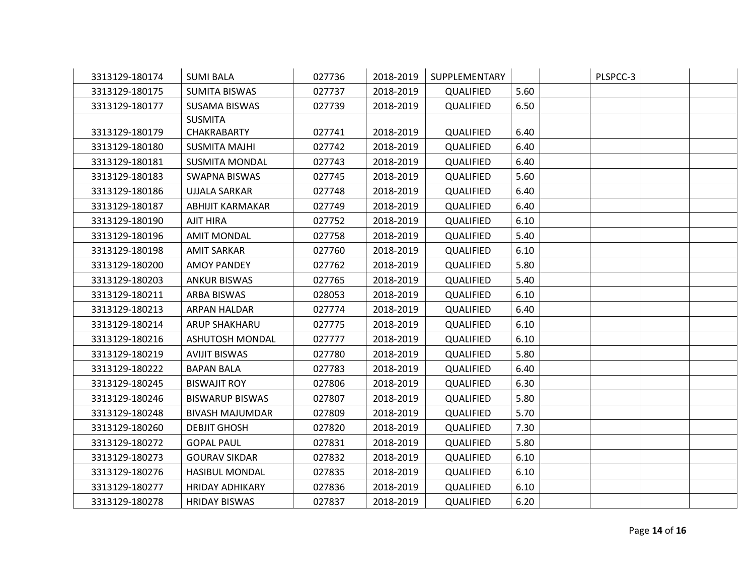| | | | | | | | | | |
|---|---|---|---|---|---|---|---|---|---|
| 3313129-180174 | SUMI BALA | 027736 | 2018-2019 | SUPPLEMENTARY | | | PLSPCC-3 | | |
| 3313129-180175 | SUMITA BISWAS | 027737 | 2018-2019 | QUALIFIED | 5.60 | | | | |
| 3313129-180177 | SUSAMA BISWAS | 027739 | 2018-2019 | QUALIFIED | 6.50 | | | | |
| 3313129-180179 | SUSMITA CHAKRABARTY | 027741 | 2018-2019 | QUALIFIED | 6.40 | | | | |
| 3313129-180180 | SUSMITA MAJHI | 027742 | 2018-2019 | QUALIFIED | 6.40 | | | | |
| 3313129-180181 | SUSMITA MONDAL | 027743 | 2018-2019 | QUALIFIED | 6.40 | | | | |
| 3313129-180183 | SWAPNA BISWAS | 027745 | 2018-2019 | QUALIFIED | 5.60 | | | | |
| 3313129-180186 | UJJALA SARKAR | 027748 | 2018-2019 | QUALIFIED | 6.40 | | | | |
| 3313129-180187 | ABHIJIT KARMAKAR | 027749 | 2018-2019 | QUALIFIED | 6.40 | | | | |
| 3313129-180190 | AJIT HIRA | 027752 | 2018-2019 | QUALIFIED | 6.10 | | | | |
| 3313129-180196 | AMIT MONDAL | 027758 | 2018-2019 | QUALIFIED | 5.40 | | | | |
| 3313129-180198 | AMIT SARKAR | 027760 | 2018-2019 | QUALIFIED | 6.10 | | | | |
| 3313129-180200 | AMOY PANDEY | 027762 | 2018-2019 | QUALIFIED | 5.80 | | | | |
| 3313129-180203 | ANKUR BISWAS | 027765 | 2018-2019 | QUALIFIED | 5.40 | | | | |
| 3313129-180211 | ARBA BISWAS | 028053 | 2018-2019 | QUALIFIED | 6.10 | | | | |
| 3313129-180213 | ARPAN HALDAR | 027774 | 2018-2019 | QUALIFIED | 6.40 | | | | |
| 3313129-180214 | ARUP SHAKHARU | 027775 | 2018-2019 | QUALIFIED | 6.10 | | | | |
| 3313129-180216 | ASHUTOSH MONDAL | 027777 | 2018-2019 | QUALIFIED | 6.10 | | | | |
| 3313129-180219 | AVIJIT BISWAS | 027780 | 2018-2019 | QUALIFIED | 5.80 | | | | |
| 3313129-180222 | BAPAN BALA | 027783 | 2018-2019 | QUALIFIED | 6.40 | | | | |
| 3313129-180245 | BISWAJIT ROY | 027806 | 2018-2019 | QUALIFIED | 6.30 | | | | |
| 3313129-180246 | BISWARUP BISWAS | 027807 | 2018-2019 | QUALIFIED | 5.80 | | | | |
| 3313129-180248 | BIVASH MAJUMDAR | 027809 | 2018-2019 | QUALIFIED | 5.70 | | | | |
| 3313129-180260 | DEBJIT GHOSH | 027820 | 2018-2019 | QUALIFIED | 7.30 | | | | |
| 3313129-180272 | GOPAL PAUL | 027831 | 2018-2019 | QUALIFIED | 5.80 | | | | |
| 3313129-180273 | GOURAV SIKDAR | 027832 | 2018-2019 | QUALIFIED | 6.10 | | | | |
| 3313129-180276 | HASIBUL MONDAL | 027835 | 2018-2019 | QUALIFIED | 6.10 | | | | |
| 3313129-180277 | HRIDAY ADHIKARY | 027836 | 2018-2019 | QUALIFIED | 6.10 | | | | |
| 3313129-180278 | HRIDAY BISWAS | 027837 | 2018-2019 | QUALIFIED | 6.20 | | | | |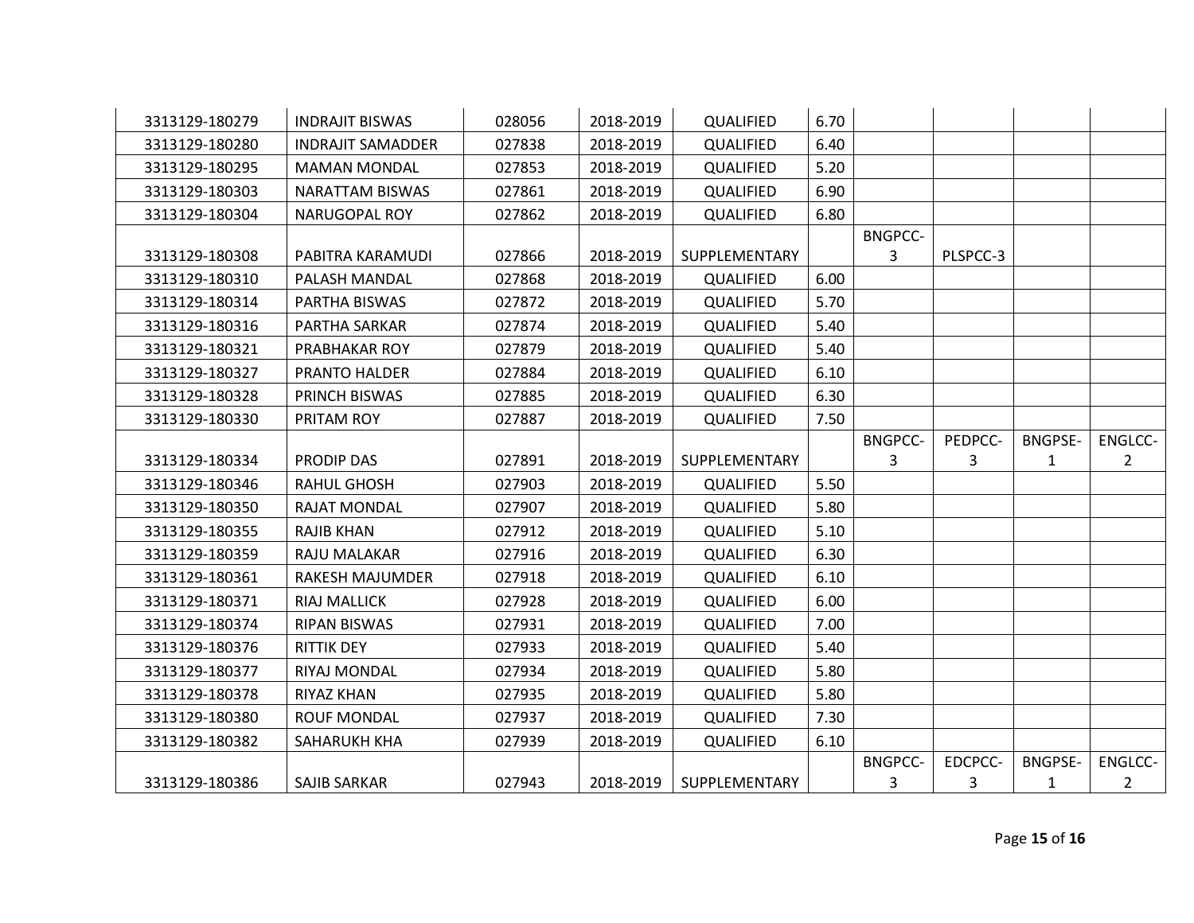| | | | | | | | | | |
|---|---|---|---|---|---|---|---|---|---|
| 3313129-180279 | INDRAJIT BISWAS | 028056 | 2018-2019 | QUALIFIED | 6.70 | | | | |
| 3313129-180280 | INDRAJIT SAMADDER | 027838 | 2018-2019 | QUALIFIED | 6.40 | | | | |
| 3313129-180295 | MAMAN MONDAL | 027853 | 2018-2019 | QUALIFIED | 5.20 | | | | |
| 3313129-180303 | NARATTAM BISWAS | 027861 | 2018-2019 | QUALIFIED | 6.90 | | | | |
| 3313129-180304 | NARUGOPAL ROY | 027862 | 2018-2019 | QUALIFIED | 6.80 | | | | |
| 3313129-180308 | PABITRA KARAMUDI | 027866 | 2018-2019 | SUPPLEMENTARY | | BNGPCC-3 | PLSPCC-3 | | |
| 3313129-180310 | PALASH MANDAL | 027868 | 2018-2019 | QUALIFIED | 6.00 | | | | |
| 3313129-180314 | PARTHA BISWAS | 027872 | 2018-2019 | QUALIFIED | 5.70 | | | | |
| 3313129-180316 | PARTHA SARKAR | 027874 | 2018-2019 | QUALIFIED | 5.40 | | | | |
| 3313129-180321 | PRABHAKAR ROY | 027879 | 2018-2019 | QUALIFIED | 5.40 | | | | |
| 3313129-180327 | PRANTO HALDER | 027884 | 2018-2019 | QUALIFIED | 6.10 | | | | |
| 3313129-180328 | PRINCH BISWAS | 027885 | 2018-2019 | QUALIFIED | 6.30 | | | | |
| 3313129-180330 | PRITAM ROY | 027887 | 2018-2019 | QUALIFIED | 7.50 | | | | |
| 3313129-180334 | PRODIP DAS | 027891 | 2018-2019 | SUPPLEMENTARY | | BNGPCC-3 | PEDPCC-3 | BNGPSE-1 | ENGLCC-2 |
| 3313129-180346 | RAHUL GHOSH | 027903 | 2018-2019 | QUALIFIED | 5.50 | | | | |
| 3313129-180350 | RAJAT MONDAL | 027907 | 2018-2019 | QUALIFIED | 5.80 | | | | |
| 3313129-180355 | RAJIB KHAN | 027912 | 2018-2019 | QUALIFIED | 5.10 | | | | |
| 3313129-180359 | RAJU MALAKAR | 027916 | 2018-2019 | QUALIFIED | 6.30 | | | | |
| 3313129-180361 | RAKESH MAJUMDER | 027918 | 2018-2019 | QUALIFIED | 6.10 | | | | |
| 3313129-180371 | RIAJ MALLICK | 027928 | 2018-2019 | QUALIFIED | 6.00 | | | | |
| 3313129-180374 | RIPAN BISWAS | 027931 | 2018-2019 | QUALIFIED | 7.00 | | | | |
| 3313129-180376 | RITTIK DEY | 027933 | 2018-2019 | QUALIFIED | 5.40 | | | | |
| 3313129-180377 | RIYAJ MONDAL | 027934 | 2018-2019 | QUALIFIED | 5.80 | | | | |
| 3313129-180378 | RIYAZ KHAN | 027935 | 2018-2019 | QUALIFIED | 5.80 | | | | |
| 3313129-180380 | ROUF MONDAL | 027937 | 2018-2019 | QUALIFIED | 7.30 | | | | |
| 3313129-180382 | SAHARUKH KHA | 027939 | 2018-2019 | QUALIFIED | 6.10 | | | | |
| 3313129-180386 | SAJIB SARKAR | 027943 | 2018-2019 | SUPPLEMENTARY | | BNGPCC-3 | EDCPCC-3 | BNGPSE-1 | ENGLCC-2 |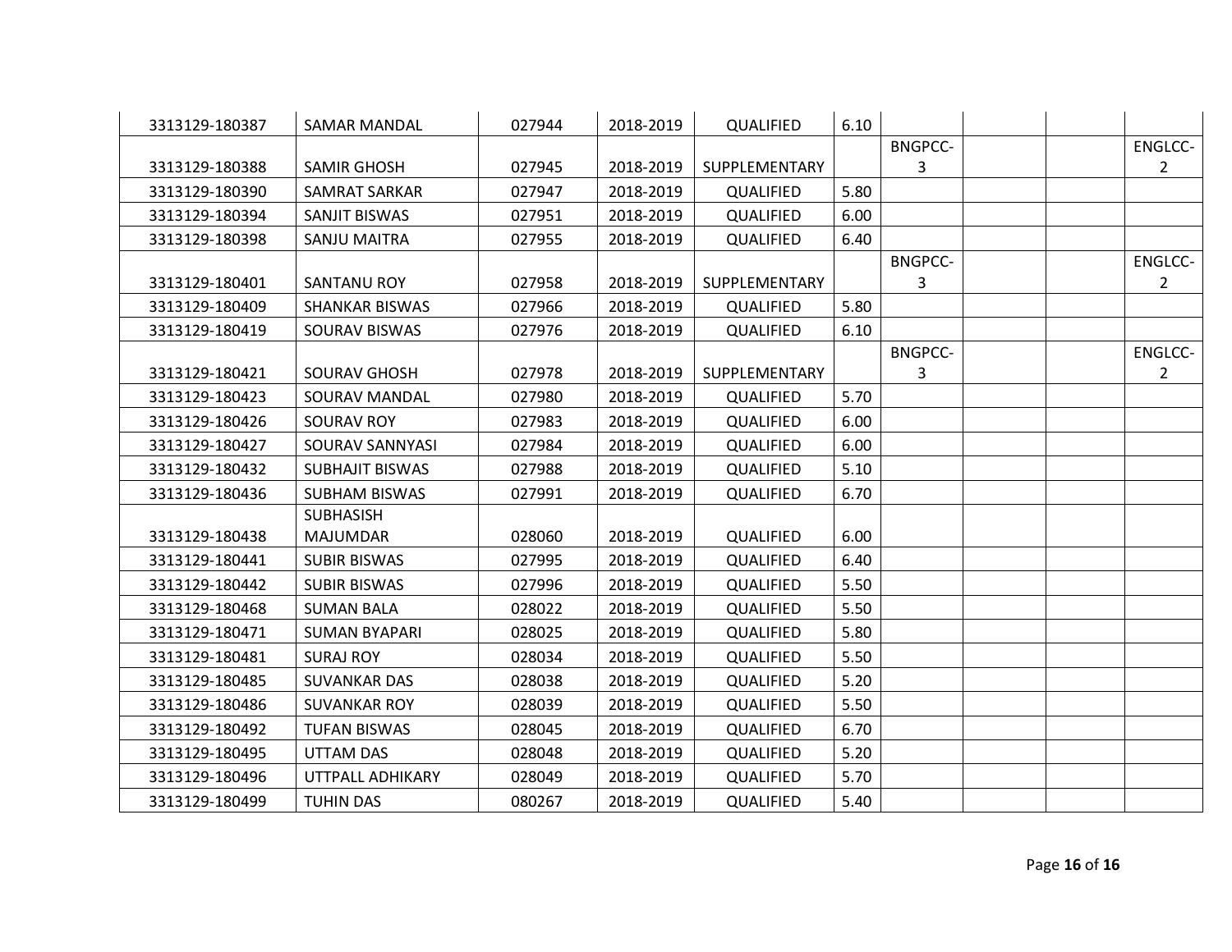| | | | | | | | | | |
|---|---|---|---|---|---|---|---|---|---|
| 3313129-180387 | SAMAR MANDAL | 027944 | 2018-2019 | QUALIFIED | 6.10 | | | | |
| 3313129-180388 | SAMIR GHOSH | 027945 | 2018-2019 | SUPPLEMENTARY | | BNGPCC-3 | | | ENGLCC-2 |
| 3313129-180390 | SAMRAT SARKAR | 027947 | 2018-2019 | QUALIFIED | 5.80 | | | | |
| 3313129-180394 | SANJIT BISWAS | 027951 | 2018-2019 | QUALIFIED | 6.00 | | | | |
| 3313129-180398 | SANJU MAITRA | 027955 | 2018-2019 | QUALIFIED | 6.40 | | | | |
| 3313129-180401 | SANTANU ROY | 027958 | 2018-2019 | SUPPLEMENTARY | | BNGPCC-3 | | | ENGLCC-2 |
| 3313129-180409 | SHANKAR BISWAS | 027966 | 2018-2019 | QUALIFIED | 5.80 | | | | |
| 3313129-180419 | SOURAV BISWAS | 027976 | 2018-2019 | QUALIFIED | 6.10 | | | | |
| 3313129-180421 | SOURAV GHOSH | 027978 | 2018-2019 | SUPPLEMENTARY | | BNGPCC-3 | | | ENGLCC-2 |
| 3313129-180423 | SOURAV MANDAL | 027980 | 2018-2019 | QUALIFIED | 5.70 | | | | |
| 3313129-180426 | SOURAV ROY | 027983 | 2018-2019 | QUALIFIED | 6.00 | | | | |
| 3313129-180427 | SOURAV SANNYASI | 027984 | 2018-2019 | QUALIFIED | 6.00 | | | | |
| 3313129-180432 | SUBHAJIT BISWAS | 027988 | 2018-2019 | QUALIFIED | 5.10 | | | | |
| 3313129-180436 | SUBHAM BISWAS | 027991 | 2018-2019 | QUALIFIED | 6.70 | | | | |
| 3313129-180438 | SUBHASISH MAJUMDAR | 028060 | 2018-2019 | QUALIFIED | 6.00 | | | | |
| 3313129-180441 | SUBIR BISWAS | 027995 | 2018-2019 | QUALIFIED | 6.40 | | | | |
| 3313129-180442 | SUBIR BISWAS | 027996 | 2018-2019 | QUALIFIED | 5.50 | | | | |
| 3313129-180468 | SUMAN BALA | 028022 | 2018-2019 | QUALIFIED | 5.50 | | | | |
| 3313129-180471 | SUMAN BYAPARI | 028025 | 2018-2019 | QUALIFIED | 5.80 | | | | |
| 3313129-180481 | SURAJ ROY | 028034 | 2018-2019 | QUALIFIED | 5.50 | | | | |
| 3313129-180485 | SUVANKAR DAS | 028038 | 2018-2019 | QUALIFIED | 5.20 | | | | |
| 3313129-180486 | SUVANKAR ROY | 028039 | 2018-2019 | QUALIFIED | 5.50 | | | | |
| 3313129-180492 | TUFAN BISWAS | 028045 | 2018-2019 | QUALIFIED | 6.70 | | | | |
| 3313129-180495 | UTTAM DAS | 028048 | 2018-2019 | QUALIFIED | 5.20 | | | | |
| 3313129-180496 | UTTPALL ADHIKARY | 028049 | 2018-2019 | QUALIFIED | 5.70 | | | | |
| 3313129-180499 | TUHIN DAS | 080267 | 2018-2019 | QUALIFIED | 5.40 | | | | |